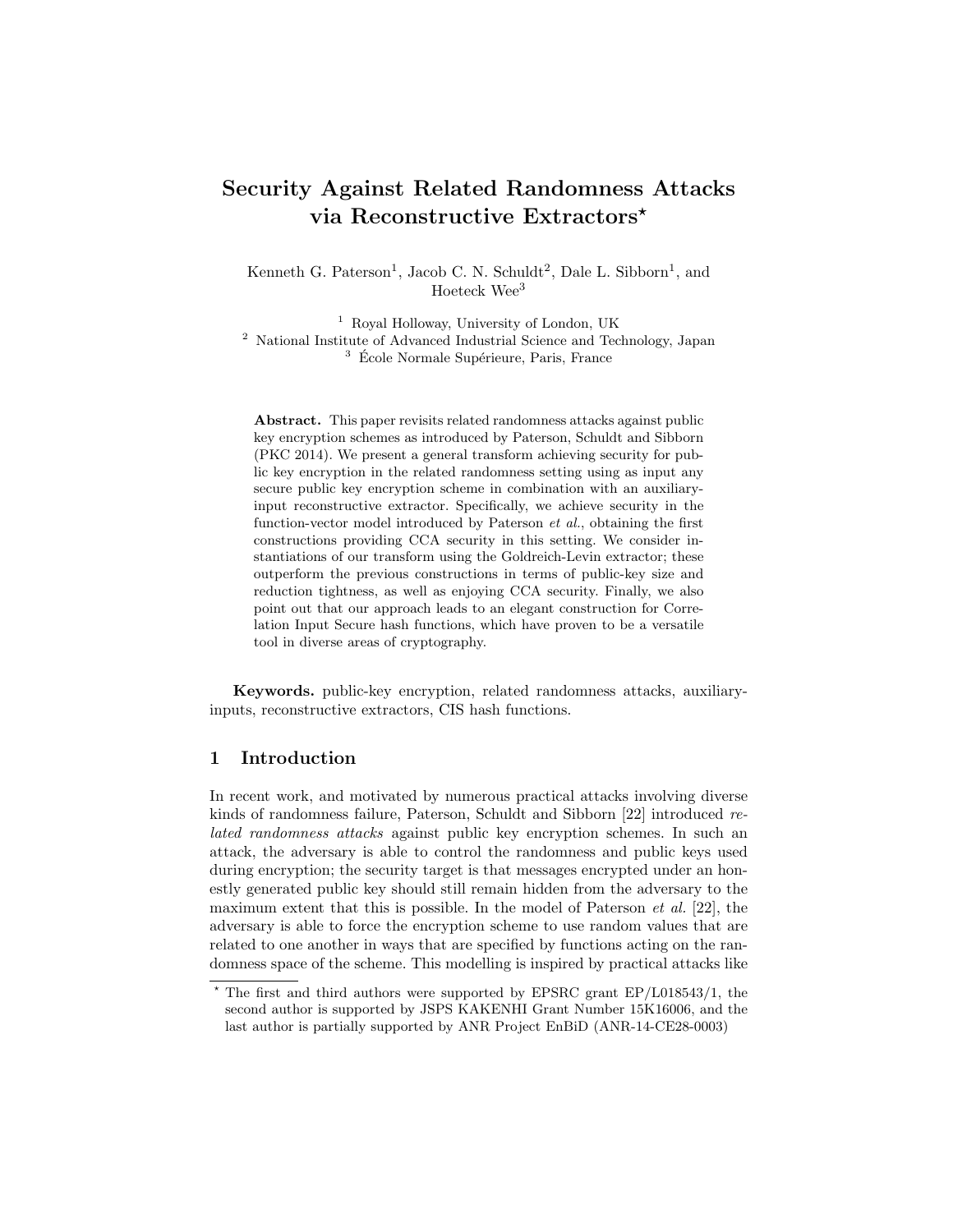# Security Against Related Randomness Attacks via Reconstructive Extractors*

Kenneth G. Paterson[1], Jacob C. N. Schuldt[2], Dale L. Sibborn[1], and Hoeteck Wee[3]

[1] Royal Holloway, University of London, UK
[2] National Institute of Advanced Industrial Science and Technology, Japan
[3] École Normale Supérieure, Paris, France

**Abstract.** This paper revisits related randomness attacks against public key encryption schemes as introduced by Paterson, Schuldt and Sibborn (PKC 2014). We present a general transform achieving security for public key encryption in the related randomness setting using as input any secure public key encryption scheme in combination with an auxiliary-input reconstructive extractor. Specifically, we achieve security in the function-vector model introduced by Paterson *et al.*, obtaining the first constructions providing CCA security in this setting. We consider instantiations of our transform using the Goldreich-Levin extractor; these outperform the previous constructions in terms of public-key size and reduction tightness, as well as enjoying CCA security. Finally, we also point out that our approach leads to an elegant construction for Correlation Input Secure hash functions, which have proven to be a versatile tool in diverse areas of cryptography.

**Keywords.** public-key encryption, related randomness attacks, auxiliary-inputs, reconstructive extractors, CIS hash functions.

## 1 Introduction

In recent work, and motivated by numerous practical attacks involving diverse kinds of randomness failure, Paterson, Schuldt and Sibborn [22] introduced *related randomness attacks* against public key encryption schemes. In such an attack, the adversary is able to control the randomness and public keys used during encryption; the security target is that messages encrypted under an honestly generated public key should still remain hidden from the adversary to the maximum extent that this is possible. In the model of Paterson *et al.* [22], the adversary is able to force the encryption scheme to use random values that are related to one another in ways that are specified by functions acting on the randomness space of the scheme. This modelling is inspired by practical attacks like

* The first and third authors were supported by EPSRC grant EP/L018543/1, the second author is supported by JSPS KAKENHI Grant Number 15K16006, and the last author is partially supported by ANR Project EnBiD (ANR-14-CE28-0003)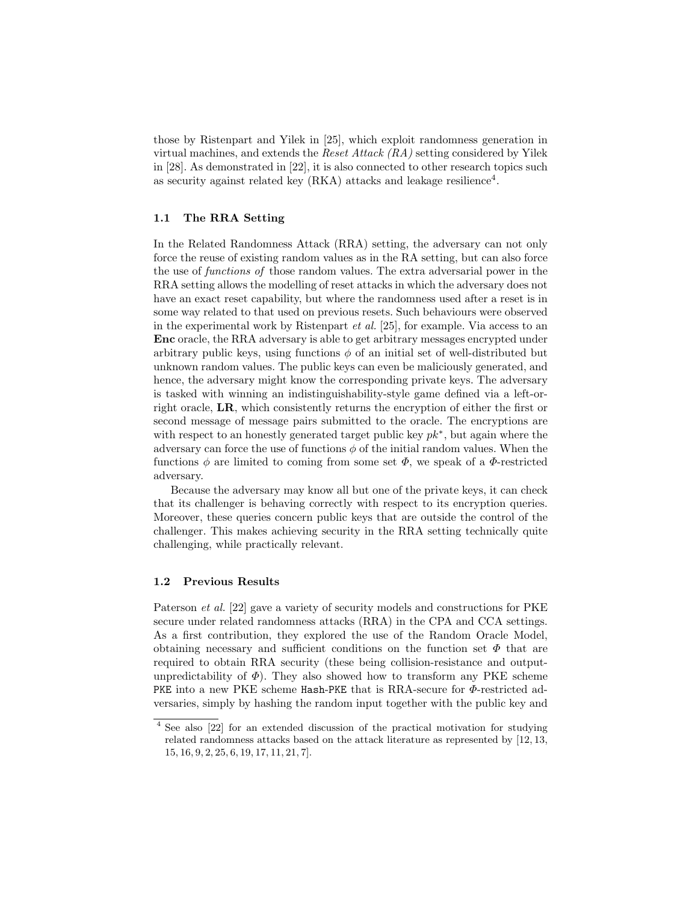those by Ristenpart and Yilek in [25], which exploit randomness generation in virtual machines, and extends the *Reset Attack (RA)* setting considered by Yilek in [28]. As demonstrated in [22], it is also connected to other research topics such as security against related key (RKA) attacks and leakage resilience[4].

### 1.1 The RRA Setting

In the Related Randomness Attack (RRA) setting, the adversary can not only force the reuse of existing random values as in the RA setting, but can also force the use of *functions of* those random values. The extra adversarial power in the RRA setting allows the modelling of reset attacks in which the adversary does not have an exact reset capability, but where the randomness used after a reset is in some way related to that used on previous resets. Such behaviours were observed in the experimental work by Ristenpart *et al.* [25], for example. Via access to an **Enc** oracle, the RRA adversary is able to get arbitrary messages encrypted under arbitrary public keys, using functions $\phi$ of an initial set of well-distributed but unknown random values. The public keys can even be maliciously generated, and hence, the adversary might know the corresponding private keys. The adversary is tasked with winning an indistinguishability-style game defined via a left-or-right oracle, **LR**, which consistently returns the encryption of either the first or second message of message pairs submitted to the oracle. The encryptions are with respect to an honestly generated target public key $pk^*$, but again where the adversary can force the use of functions $\phi$ of the initial random values. When the functions $\phi$ are limited to coming from some set $\Phi$, we speak of a $\Phi$-restricted adversary.

Because the adversary may know all but one of the private keys, it can check that its challenger is behaving correctly with respect to its encryption queries. Moreover, these queries concern public keys that are outside the control of the challenger. This makes achieving security in the RRA setting technically quite challenging, while practically relevant.

### 1.2 Previous Results

Paterson *et al.* [22] gave a variety of security models and constructions for PKE secure under related randomness attacks (RRA) in the CPA and CCA settings. As a first contribution, they explored the use of the Random Oracle Model, obtaining necessary and sufficient conditions on the function set $\Phi$ that are required to obtain RRA security (these being collision-resistance and output-unpredictability of $\Phi$). They also showed how to transform any PKE scheme `PKE` into a new PKE scheme `Hash-PKE` that is RRA-secure for $\Phi$-restricted adversaries, simply by hashing the random input together with the public key and

[4] See also [22] for an extended discussion of the practical motivation for studying related randomness attacks based on the attack literature as represented by [12, 13, 15, 16, 9, 2, 25, 6, 19, 17, 11, 21, 7].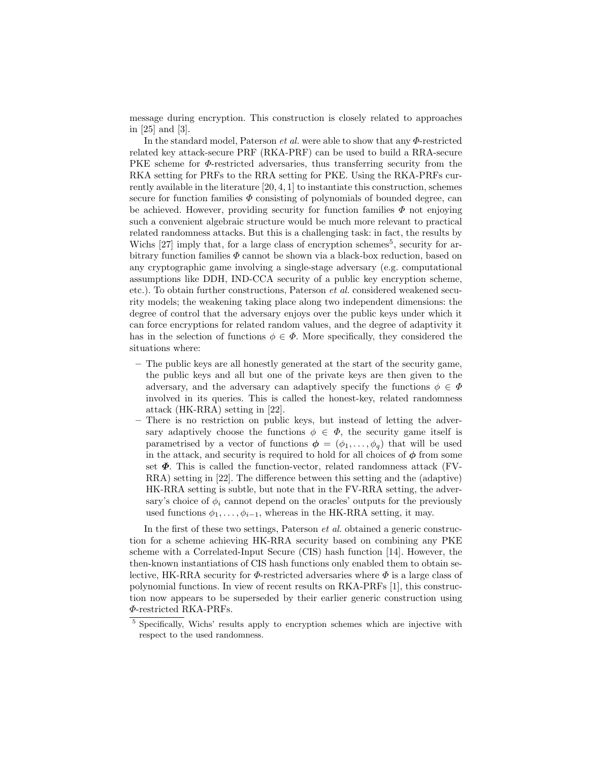message during encryption. This construction is closely related to approaches in [25] and [3].

In the standard model, Paterson *et al.* were able to show that any $\Phi$-restricted related key attack-secure PRF (RKA-PRF) can be used to build a RRA-secure PKE scheme for $\Phi$-restricted adversaries, thus transferring security from the RKA setting for PRFs to the RRA setting for PKE. Using the RKA-PRFs currently available in the literature [20, 4, 1] to instantiate this construction, schemes secure for function families $\Phi$ consisting of polynomials of bounded degree, can be achieved. However, providing security for function families $\Phi$ not enjoying such a convenient algebraic structure would be much more relevant to practical related randomness attacks. But this is a challenging task: in fact, the results by Wichs [27] imply that, for a large class of encryption schemes[5], security for arbitrary function families $\Phi$ cannot be shown via a black-box reduction, based on any cryptographic game involving a single-stage adversary (e.g. computational assumptions like DDH, IND-CCA security of a public key encryption scheme, etc.). To obtain further constructions, Paterson *et al.* considered weakened security models; the weakening taking place along two independent dimensions: the degree of control that the adversary enjoys over the public keys under which it can force encryptions for related random values, and the degree of adaptivity it has in the selection of functions $\phi \in \Phi$. More specifically, they considered the situations where:

- The public keys are all honestly generated at the start of the security game, the public keys and all but one of the private keys are then given to the adversary, and the adversary can adaptively specify the functions $\phi \in \Phi$ involved in its queries. This is called the honest-key, related randomness attack (HK-RRA) setting in [22].
- There is no restriction on public keys, but instead of letting the adversary adaptively choose the functions $\phi \in \Phi$, the security game itself is parametrised by a vector of functions $\boldsymbol{\phi} = (\phi_1, \ldots, \phi_q)$ that will be used in the attack, and security is required to hold for all choices of $\boldsymbol{\phi}$ from some set $\boldsymbol{\Phi}$. This is called the function-vector, related randomness attack (FV-RRA) setting in [22]. The difference between this setting and the (adaptive) HK-RRA setting is subtle, but note that in the FV-RRA setting, the adversary's choice of $\phi_i$ cannot depend on the oracles' outputs for the previously used functions $\phi_1, \ldots, \phi_{i-1}$, whereas in the HK-RRA setting, it may.

In the first of these two settings, Paterson *et al.* obtained a generic construction for a scheme achieving HK-RRA security based on combining any PKE scheme with a Correlated-Input Secure (CIS) hash function [14]. However, the then-known instantiations of CIS hash functions only enabled them to obtain selective, HK-RRA security for $\Phi$-restricted adversaries where $\Phi$ is a large class of polynomial functions. In view of recent results on RKA-PRFs [1], this construction now appears to be superseded by their earlier generic construction using $\Phi$-restricted RKA-PRFs.

[5] Specifically, Wichs' results apply to encryption schemes which are injective with respect to the used randomness.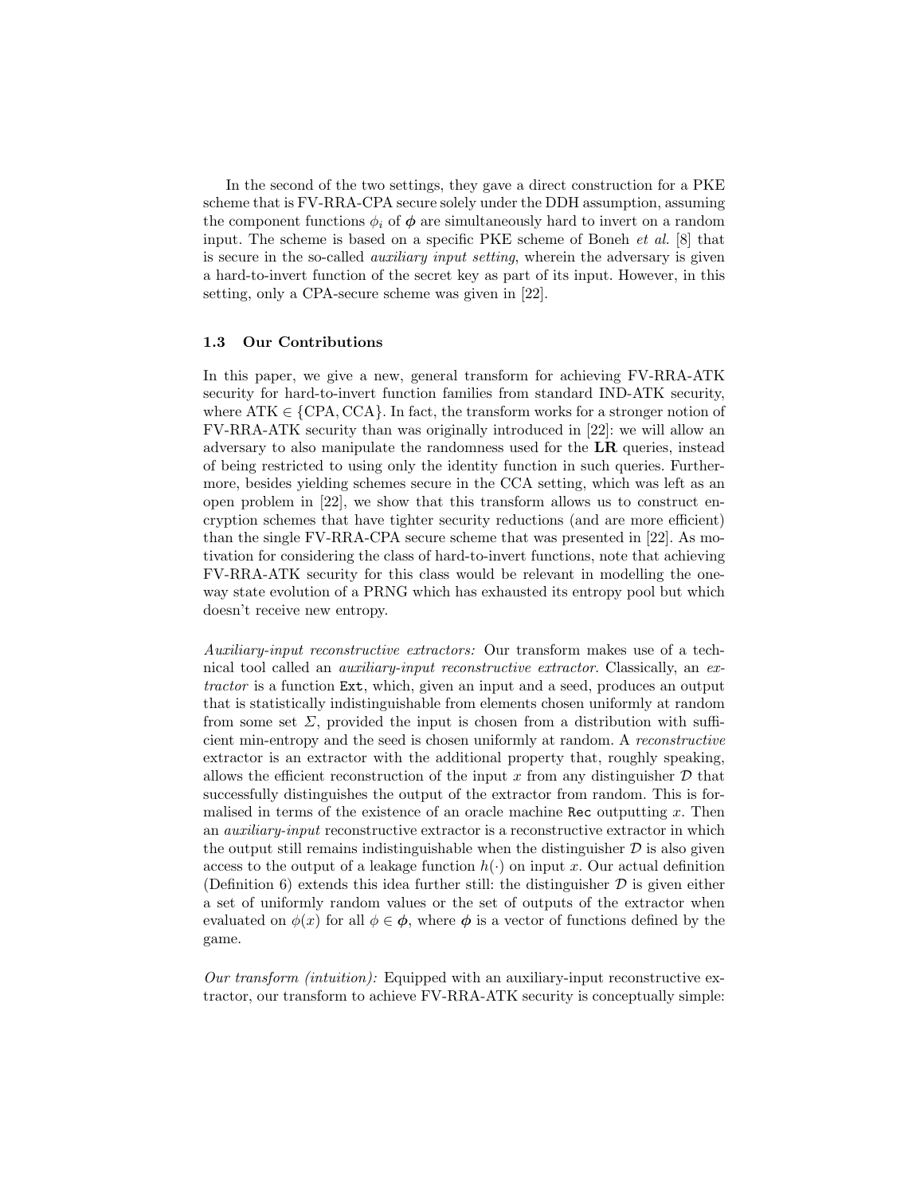In the second of the two settings, they gave a direct construction for a PKE scheme that is FV-RRA-CPA secure solely under the DDH assumption, assuming the component functions $\phi_i$ of $\boldsymbol{\phi}$ are simultaneously hard to invert on a random input. The scheme is based on a specific PKE scheme of Boneh *et al.* [8] that is secure in the so-called *auxiliary input setting*, wherein the adversary is given a hard-to-invert function of the secret key as part of its input. However, in this setting, only a CPA-secure scheme was given in [22].

### 1.3 Our Contributions

In this paper, we give a new, general transform for achieving FV-RRA-ATK security for hard-to-invert function families from standard IND-ATK security, where ATK $\in$ {CPA, CCA}. In fact, the transform works for a stronger notion of FV-RRA-ATK security than was originally introduced in [22]: we will allow an adversary to also manipulate the randomness used for the **LR** queries, instead of being restricted to using only the identity function in such queries. Furthermore, besides yielding schemes secure in the CCA setting, which was left as an open problem in [22], we show that this transform allows us to construct encryption schemes that have tighter security reductions (and are more efficient) than the single FV-RRA-CPA secure scheme that was presented in [22]. As motivation for considering the class of hard-to-invert functions, note that achieving FV-RRA-ATK security for this class would be relevant in modelling the one-way state evolution of a PRNG which has exhausted its entropy pool but which doesn't receive new entropy.

*Auxiliary-input reconstructive extractors:* Our transform makes use of a technical tool called an *auxiliary-input reconstructive extractor*. Classically, an *extractor* is a function `Ext`, which, given an input and a seed, produces an output that is statistically indistinguishable from elements chosen uniformly at random from some set $\Sigma$, provided the input is chosen from a distribution with sufficient min-entropy and the seed is chosen uniformly at random. A *reconstructive* extractor is an extractor with the additional property that, roughly speaking, allows the efficient reconstruction of the input $x$ from any distinguisher $\mathcal{D}$ that successfully distinguishes the output of the extractor from random. This is formalised in terms of the existence of an oracle machine `Rec` outputting $x$. Then an *auxiliary-input* reconstructive extractor is a reconstructive extractor in which the output still remains indistinguishable when the distinguisher $\mathcal{D}$ is also given access to the output of a leakage function $h(\cdot)$ on input $x$. Our actual definition (Definition 6) extends this idea further still: the distinguisher $\mathcal{D}$ is given either a set of uniformly random values or the set of outputs of the extractor when evaluated on $\phi(x)$ for all $\phi \in \boldsymbol{\phi}$, where $\boldsymbol{\phi}$ is a vector of functions defined by the game.

*Our transform (intuition):* Equipped with an auxiliary-input reconstructive extractor, our transform to achieve FV-RRA-ATK security is conceptually simple: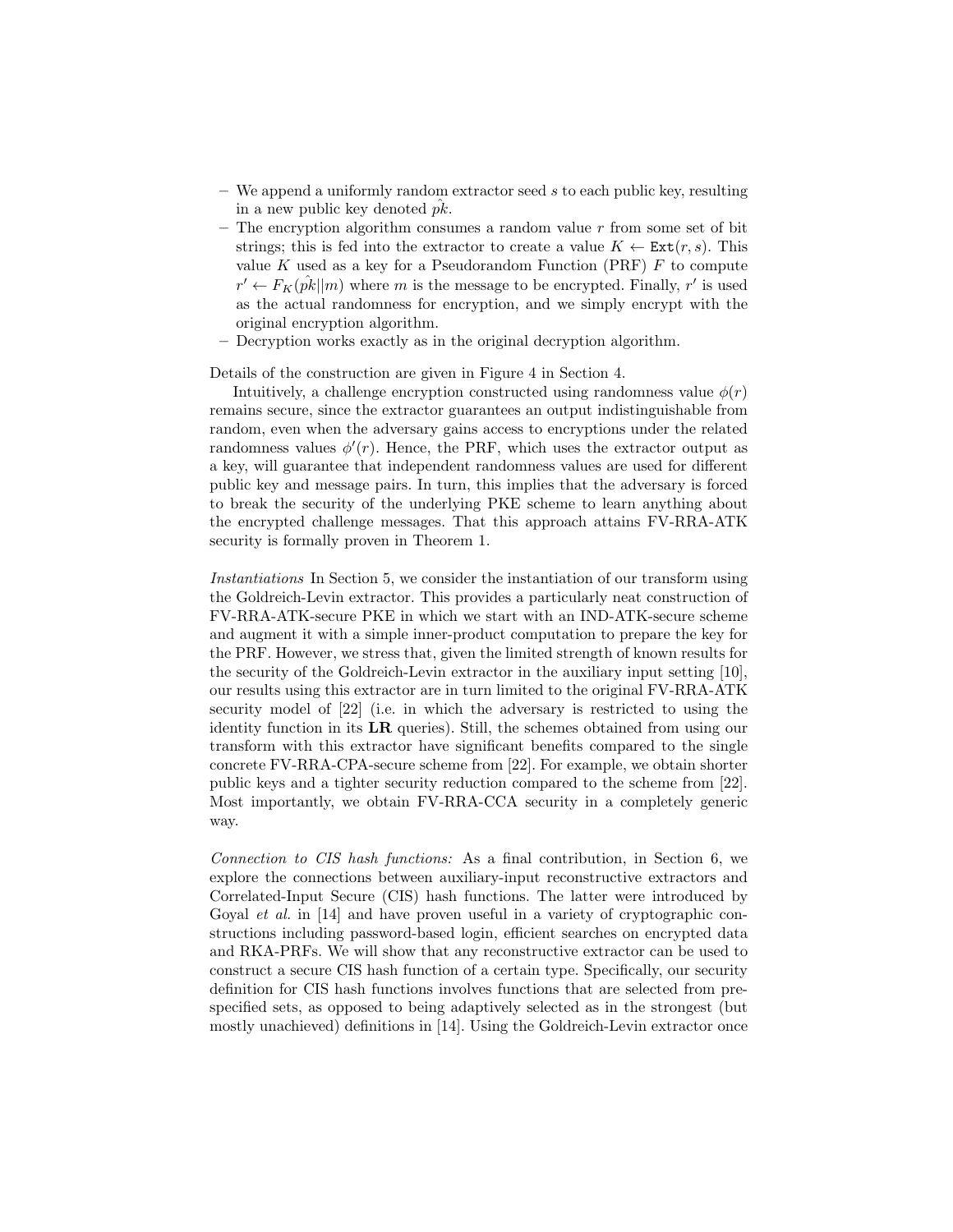- We append a uniformly random extractor seed $s$ to each public key, resulting in a new public key denoted $\hat{pk}$.
- The encryption algorithm consumes a random value $r$ from some set of bit strings; this is fed into the extractor to create a value $K \leftarrow \texttt{Ext}(r, s)$. This value $K$ used as a key for a Pseudorandom Function (PRF) $F$ to compute $r' \leftarrow F_K(\hat{pk}||m)$ where $m$ is the message to be encrypted. Finally, $r'$ is used as the actual randomness for encryption, and we simply encrypt with the original encryption algorithm.
- Decryption works exactly as in the original decryption algorithm.

Details of the construction are given in Figure 4 in Section 4.

Intuitively, a challenge encryption constructed using randomness value $\phi(r)$ remains secure, since the extractor guarantees an output indistinguishable from random, even when the adversary gains access to encryptions under the related randomness values $\phi'(r)$. Hence, the PRF, which uses the extractor output as a key, will guarantee that independent randomness values are used for different public key and message pairs. In turn, this implies that the adversary is forced to break the security of the underlying PKE scheme to learn anything about the encrypted challenge messages. That this approach attains FV-RRA-ATK security is formally proven in Theorem 1.

*Instantiations* In Section 5, we consider the instantiation of our transform using the Goldreich-Levin extractor. This provides a particularly neat construction of FV-RRA-ATK-secure PKE in which we start with an IND-ATK-secure scheme and augment it with a simple inner-product computation to prepare the key for the PRF. However, we stress that, given the limited strength of known results for the security of the Goldreich-Levin extractor in the auxiliary input setting [10], our results using this extractor are in turn limited to the original FV-RRA-ATK security model of [22] (i.e. in which the adversary is restricted to using the identity function in its **LR** queries). Still, the schemes obtained from using our transform with this extractor have significant benefits compared to the single concrete FV-RRA-CPA-secure scheme from [22]. For example, we obtain shorter public keys and a tighter security reduction compared to the scheme from [22]. Most importantly, we obtain FV-RRA-CCA security in a completely generic way.

*Connection to CIS hash functions:* As a final contribution, in Section 6, we explore the connections between auxiliary-input reconstructive extractors and Correlated-Input Secure (CIS) hash functions. The latter were introduced by Goyal *et al.* in [14] and have proven useful in a variety of cryptographic constructions including password-based login, efficient searches on encrypted data and RKA-PRFs. We will show that any reconstructive extractor can be used to construct a secure CIS hash function of a certain type. Specifically, our security definition for CIS hash functions involves functions that are selected from prespecified sets, as opposed to being adaptively selected as in the strongest (but mostly unachieved) definitions in [14]. Using the Goldreich-Levin extractor once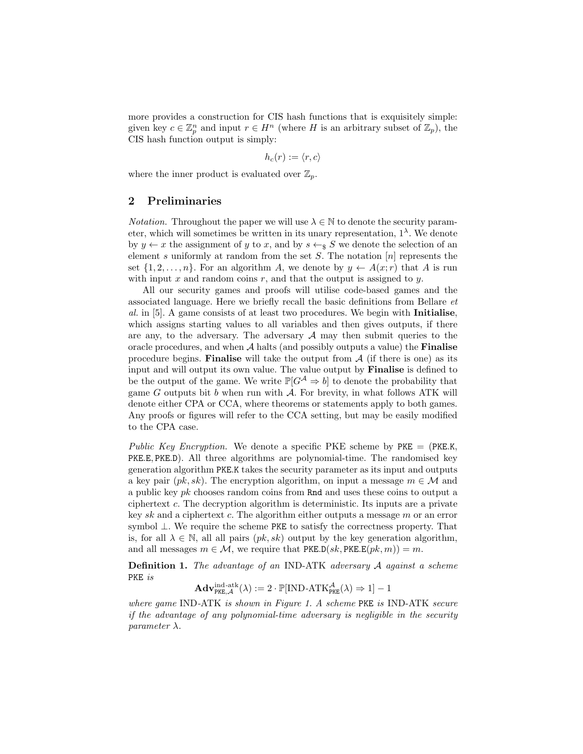more provides a construction for CIS hash functions that is exquisitely simple: given key $c \in \mathbb{Z}_p^n$ and input $r \in H^n$ (where $H$ is an arbitrary subset of $\mathbb{Z}_p$), the CIS hash function output is simply:

$$h_c(r) := \langle r, c \rangle$$

where the inner product is evaluated over $\mathbb{Z}_p$.

## 2 Preliminaries

*Notation.* Throughout the paper we will use $\lambda \in \mathbb{N}$ to denote the security parameter, which will sometimes be written in its unary representation, $1^\lambda$. We denote by $y \leftarrow x$ the assignment of $y$ to $x$, and by $s \leftarrow_\$ S$ we denote the selection of an element $s$ uniformly at random from the set $S$. The notation $[n]$ represents the set $\{1, 2, \ldots, n\}$. For an algorithm $A$, we denote by $y \leftarrow A(x; r)$ that $A$ is run with input $x$ and random coins $r$, and that the output is assigned to $y$.

All our security games and proofs will utilise code-based games and the associated language. Here we briefly recall the basic definitions from Bellare *et al.* in [5]. A game consists of at least two procedures. We begin with **Initialise**, which assigns starting values to all variables and then gives outputs, if there are any, to the adversary. The adversary $\mathcal{A}$ may then submit queries to the oracle procedures, and when $\mathcal{A}$ halts (and possibly outputs a value) the **Finalise** procedure begins. **Finalise** will take the output from $\mathcal{A}$ (if there is one) as its input and will output its own value. The value output by **Finalise** is defined to be the output of the game. We write $\mathbb{P}[G^{\mathcal{A}} \Rightarrow b]$ to denote the probability that game $G$ outputs bit $b$ when run with $\mathcal{A}$. For brevity, in what follows ATK will denote either CPA or CCA, where theorems or statements apply to both games. Any proofs or figures will refer to the CCA setting, but may be easily modified to the CPA case.

*Public Key Encryption.* We denote a specific PKE scheme by $\texttt{PKE} = (\texttt{PKE.K}, \texttt{PKE.E}, \texttt{PKE.D})$. All three algorithms are polynomial-time. The randomised key generation algorithm PKE.K takes the security parameter as its input and outputs a key pair $(pk, sk)$. The encryption algorithm, on input a message $m \in \mathcal{M}$ and a public key $pk$ chooses random coins from Rnd and uses these coins to output a ciphertext $c$. The decryption algorithm is deterministic. Its inputs are a private key $sk$ and a ciphertext $c$. The algorithm either outputs a message $m$ or an error symbol $\perp$. We require the scheme PKE to satisfy the correctness property. That is, for all $\lambda \in \mathbb{N}$, all all pairs $(pk, sk)$ output by the key generation algorithm, and all messages $m \in \mathcal{M}$, we require that $\texttt{PKE.D}(sk, \texttt{PKE.E}(pk, m)) = m$.

**Definition 1.** *The advantage of an* IND-ATK *adversary* $\mathcal{A}$ *against a scheme* PKE *is*

$$\mathbf{Adv}^{\text{ind-atk}}_{\texttt{PKE},\mathcal{A}}(\lambda) := 2 \cdot \mathbb{P}[\text{IND-ATK}^{\mathcal{A}}_{\texttt{PKE}}(\lambda) \Rightarrow 1] - 1$$

*where game* IND-ATK *is shown in Figure 1. A scheme* PKE *is* IND-ATK *secure if the advantage of any polynomial-time adversary is negligible in the security parameter* $\lambda$.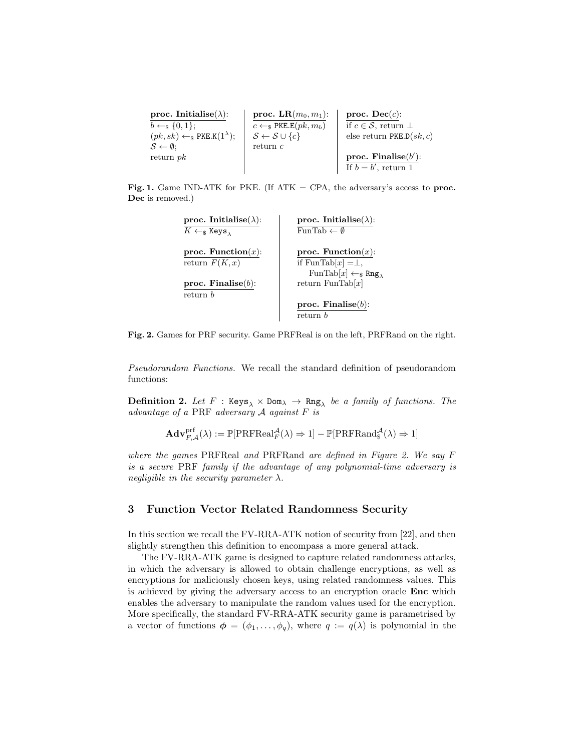| **proc. Initialise**($\lambda$): | **proc. LR**$(m_0, m_1)$: | **proc. Dec**$(c)$: |
| --- | --- | --- |
| $b \leftarrow_\$ \{0,1\}$; | $c \leftarrow_\$ \texttt{PKE.E}(pk, m_b)$ | if $c \in \mathcal{S}$, return $\perp$ |
| $(pk, sk) \leftarrow_\$ \texttt{PKE.K}(1^\lambda)$; | $\mathcal{S} \leftarrow \mathcal{S} \cup \{c\}$ | else return $\texttt{PKE.D}(sk, c)$ |
| $\mathcal{S} \leftarrow \emptyset$; | return $c$ | |
| return $pk$ | | **proc. Finalise**$(b')$: |
| | | If $b = b'$, return 1 |

**Fig. 1.** Game IND-ATK for PKE. (If ATK = CPA, the adversary's access to **proc. Dec** is removed.)

| PRFReal | PRFRand |
| --- | --- |
| **proc. Initialise**($\lambda$): | **proc. Initialise**($\lambda$): |
| $K \leftarrow_\$ \texttt{Keys}_\lambda$ | FunTab $\leftarrow \emptyset$ |
| **proc. Function**$(x)$: | **proc. Function**$(x)$: |
| return $F(K, x)$ | if FunTab$[x] = \perp$, |
| | FunTab$[x] \leftarrow_\$ \texttt{Rng}_\lambda$ |
| **proc. Finalise**$(b)$: | return FunTab$[x]$ |
| return $b$ | |
| | **proc. Finalise**$(b)$: |
| | return $b$ |

**Fig. 2.** Games for PRF security. Game PRFReal is on the left, PRFRand on the right.

*Pseudorandom Functions.* We recall the standard definition of pseudorandom functions:

**Definition 2.** *Let $F : \texttt{Keys}_\lambda \times \texttt{Dom}_\lambda \rightarrow \texttt{Rng}_\lambda$ be a family of functions. The advantage of a* PRF *adversary $\mathcal{A}$ against $F$ is*

$$\mathbf{Adv}^{\mathrm{prf}}_{F,\mathcal{A}}(\lambda) := \mathbb{P}[\mathrm{PRFReal}^{\mathcal{A}}_F(\lambda) \Rightarrow 1] - \mathbb{P}[\mathrm{PRFRand}^{\mathcal{A}}_\$(\lambda) \Rightarrow 1]$$

*where the games* PRFReal *and* PRFRand *are defined in Figure 2. We say $F$ is a secure* PRF *family if the advantage of any polynomial-time adversary is negligible in the security parameter $\lambda$.*

## 3 Function Vector Related Randomness Security

In this section we recall the FV-RRA-ATK notion of security from [22], and then slightly strengthen this definition to encompass a more general attack.

The FV-RRA-ATK game is designed to capture related randomness attacks, in which the adversary is allowed to obtain challenge encryptions, as well as encryptions for maliciously chosen keys, using related randomness values. This is achieved by giving the adversary access to an encryption oracle **Enc** which enables the adversary to manipulate the random values used for the encryption. More specifically, the standard FV-RRA-ATK security game is parametrised by a vector of functions $\boldsymbol{\phi} = (\phi_1, \ldots, \phi_q)$, where $q := q(\lambda)$ is polynomial in the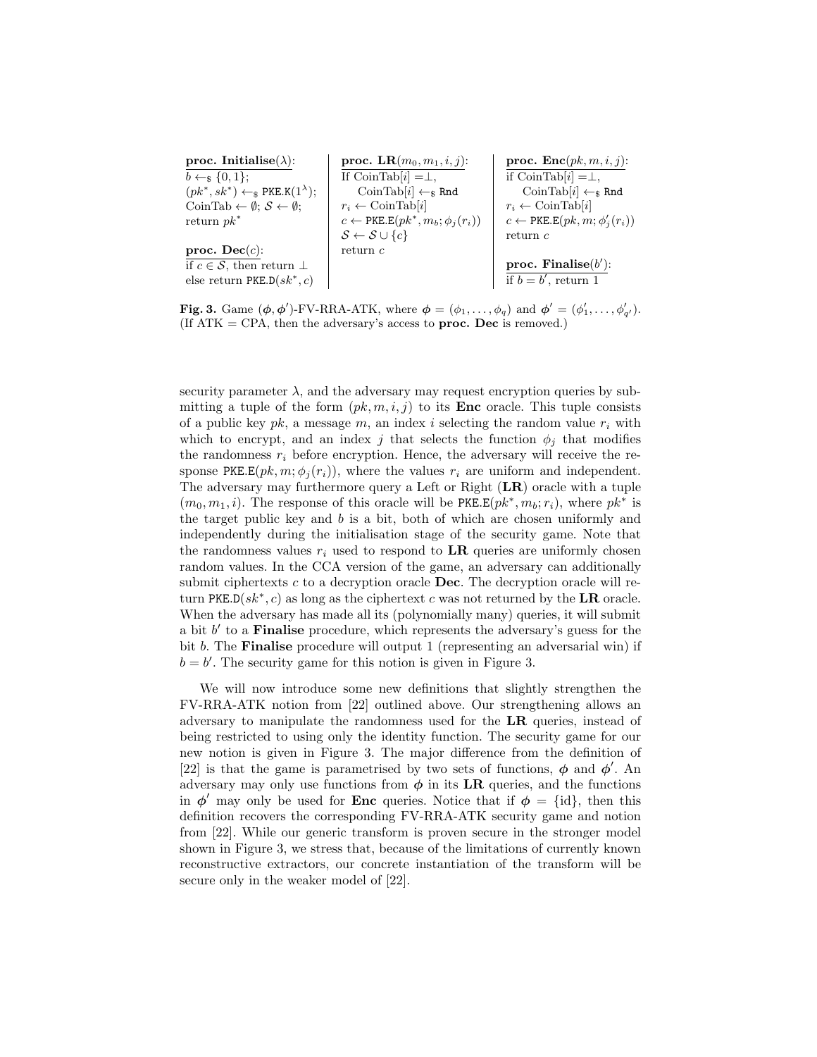```
proc. Initialise(λ):
b ←$ {0,1};
(pk*, sk*) ←$ PKE.K(1^λ);
CoinTab ← ∅; S ← ∅;
return pk*

proc. Dec(c):
if c ∈ S, then return ⊥
else return PKE.D(sk*, c)

proc. LR(m_0, m_1, i, j):
If CoinTab[i] = ⊥,
    CoinTab[i] ←$ Rnd
r_i ← CoinTab[i]
c ← PKE.E(pk*, m_b; φ_j(r_i))
S ← S ∪ {c}
return c

proc. Enc(pk, m, i, j):
if CoinTab[i] = ⊥,
    CoinTab[i] ←$ Rnd
r_i ← CoinTab[i]
c ← PKE.E(pk, m; φ'_j(r_i))
return c

proc. Finalise(b'):
if b = b', return 1
```

**Fig. 3.** Game $(\boldsymbol{\phi}, \boldsymbol{\phi}')$-FV-RRA-ATK, where $\boldsymbol{\phi} = (\phi_1, \ldots, \phi_q)$ and $\boldsymbol{\phi}' = (\phi'_1, \ldots, \phi'_{q'})$. (If ATK = CPA, then the adversary's access to **proc. Dec** is removed.)

security parameter $\lambda$, and the adversary may request encryption queries by submitting a tuple of the form $(pk, m, i, j)$ to its **Enc** oracle. This tuple consists of a public key $pk$, a message $m$, an index $i$ selecting the random value $r_i$ with which to encrypt, and an index $j$ that selects the function $\phi_j$ that modifies the randomness $r_i$ before encryption. Hence, the adversary will receive the response $\texttt{PKE.E}(pk, m; \phi_j(r_i))$, where the values $r_i$ are uniform and independent. The adversary may furthermore query a Left or Right (**LR**) oracle with a tuple $(m_0, m_1, i)$. The response of this oracle will be $\texttt{PKE.E}(pk^*, m_b; r_i)$, where $pk^*$ is the target public key and $b$ is a bit, both of which are chosen uniformly and independently during the initialisation stage of the security game. Note that the randomness values $r_i$ used to respond to **LR** queries are uniformly chosen random values. In the CCA version of the game, an adversary can additionally submit ciphertexts $c$ to a decryption oracle **Dec**. The decryption oracle will return $\texttt{PKE.D}(sk^*, c)$ as long as the ciphertext $c$ was not returned by the **LR** oracle. When the adversary has made all its (polynomially many) queries, it will submit a bit $b'$ to a **Finalise** procedure, which represents the adversary's guess for the bit $b$. The **Finalise** procedure will output 1 (representing an adversarial win) if $b = b'$. The security game for this notion is given in Figure 3.

We will now introduce some new definitions that slightly strengthen the FV-RRA-ATK notion from [22] outlined above. Our strengthening allows an adversary to manipulate the randomness used for the **LR** queries, instead of being restricted to using only the identity function. The security game for our new notion is given in Figure 3. The major difference from the definition of [22] is that the game is parametrised by two sets of functions, $\boldsymbol{\phi}$ and $\boldsymbol{\phi}'$. An adversary may only use functions from $\boldsymbol{\phi}$ in its **LR** queries, and the functions in $\boldsymbol{\phi}'$ may only be used for **Enc** queries. Notice that if $\boldsymbol{\phi} = \{\text{id}\}$, then this definition recovers the corresponding FV-RRA-ATK security game and notion from [22]. While our generic transform is proven secure in the stronger model shown in Figure 3, we stress that, because of the limitations of currently known reconstructive extractors, our concrete instantiation of the transform will be secure only in the weaker model of [22].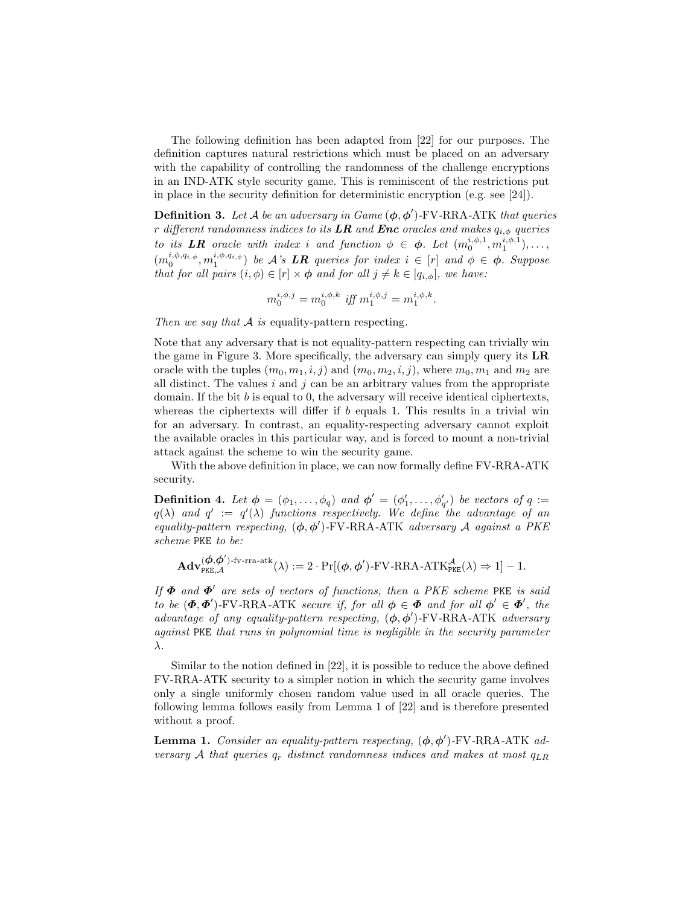The following definition has been adapted from [22] for our purposes. The definition captures natural restrictions which must be placed on an adversary with the capability of controlling the randomness of the challenge encryptions in an IND-ATK style security game. This is reminiscent of the restrictions put in place in the security definition for deterministic encryption (e.g. see [24]).

**Definition 3.** *Let $\mathcal{A}$ be an adversary in Game $(\boldsymbol{\phi}, \boldsymbol{\phi}')$-FV-RRA-ATK that queries $r$ different randomness indices to its* ***LR*** *and* ***Enc*** *oracles and makes $q_{i,\phi}$ queries to its* ***LR*** *oracle with index $i$ and function $\phi \in \boldsymbol{\phi}$. Let $(m_0^{i,\phi,1}, m_1^{i,\phi,1}), \ldots, (m_0^{i,\phi,q_{i,\phi}}, m_1^{i,\phi,q_{i,\phi}})$ be $\mathcal{A}$'s* ***LR*** *queries for index $i \in [r]$ and $\phi \in \boldsymbol{\phi}$. Suppose that for all pairs $(i, \phi) \in [r] \times \boldsymbol{\phi}$ and for all $j \neq k \in [q_{i,\phi}]$, we have:*

$$m_0^{i,\phi,j} = m_0^{i,\phi,k} \text{ iff } m_1^{i,\phi,j} = m_1^{i,\phi,k}.$$

*Then we say that $\mathcal{A}$ is* equality-pattern respecting.

Note that any adversary that is not equality-pattern respecting can trivially win the game in Figure 3. More specifically, the adversary can simply query its **LR** oracle with the tuples $(m_0, m_1, i, j)$ and $(m_0, m_2, i, j)$, where $m_0, m_1$ and $m_2$ are all distinct. The values $i$ and $j$ can be an arbitrary values from the appropriate domain. If the bit $b$ is equal to 0, the adversary will receive identical ciphertexts, whereas the ciphertexts will differ if $b$ equals 1. This results in a trivial win for an adversary. In contrast, an equality-respecting adversary cannot exploit the available oracles in this particular way, and is forced to mount a non-trivial attack against the scheme to win the security game.

With the above definition in place, we can now formally define FV-RRA-ATK security.

**Definition 4.** *Let $\boldsymbol{\phi} = (\phi_1, \ldots, \phi_q)$ and $\boldsymbol{\phi}' = (\phi'_1, \ldots, \phi'_{q'})$ be vectors of $q := q(\lambda)$ and $q' := q'(\lambda)$ functions respectively. We define the advantage of an equality-pattern respecting, $(\boldsymbol{\phi}, \boldsymbol{\phi}')$-FV-RRA-ATK adversary $\mathcal{A}$ against a PKE scheme* PKE *to be:*

$$\mathbf{Adv}_{\mathtt{PKE},\mathcal{A}}^{(\boldsymbol{\phi},\boldsymbol{\phi}')\text{-fv-rra-atk}}(\lambda) := 2 \cdot \Pr[(\boldsymbol{\phi}, \boldsymbol{\phi}')\text{-FV-RRA-ATK}_{\mathtt{PKE}}^{\mathcal{A}}(\lambda) \Rightarrow 1] - 1.$$

*If $\boldsymbol{\Phi}$ and $\boldsymbol{\Phi}'$ are sets of vectors of functions, then a PKE scheme* PKE *is said to be $(\boldsymbol{\Phi}, \boldsymbol{\Phi}')$-FV-RRA-ATK secure if, for all $\boldsymbol{\phi} \in \boldsymbol{\Phi}$ and for all $\boldsymbol{\phi}' \in \boldsymbol{\Phi}'$, the advantage of any equality-pattern respecting, $(\boldsymbol{\phi}, \boldsymbol{\phi}')$-FV-RRA-ATK adversary against* PKE *that runs in polynomial time is negligible in the security parameter $\lambda$.*

Similar to the notion defined in [22], it is possible to reduce the above defined FV-RRA-ATK security to a simpler notion in which the security game involves only a single uniformly chosen random value used in all oracle queries. The following lemma follows easily from Lemma 1 of [22] and is therefore presented without a proof.

**Lemma 1.** *Consider an equality-pattern respecting, $(\boldsymbol{\phi}, \boldsymbol{\phi}')$-FV-RRA-ATK adversary $\mathcal{A}$ that queries $q_r$ distinct randomness indices and makes at most $q_{LR}$*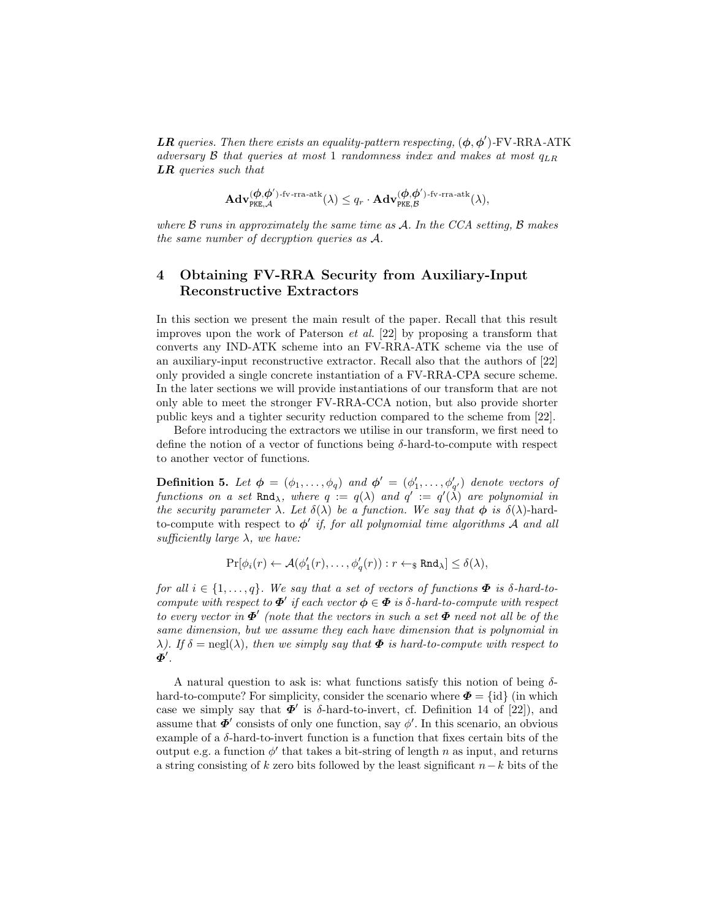***LR*** *queries. Then there exists an equality-pattern respecting,* $(\boldsymbol{\phi}, \boldsymbol{\phi}')$*-FV-RRA-ATK adversary* $\mathcal{B}$ *that queries at most* 1 *randomness index and makes at most* $q_{LR}$ ***LR*** *queries such that*

$$\mathbf{Adv}_{\texttt{PKE},\mathcal{A}}^{(\boldsymbol{\phi},\boldsymbol{\phi}')\text{-fv-rra-atk}}(\lambda) \leq q_r \cdot \mathbf{Adv}_{\texttt{PKE},\mathcal{B}}^{(\boldsymbol{\phi},\boldsymbol{\phi}')\text{-fv-rra-atk}}(\lambda),$$

*where* $\mathcal{B}$ *runs in approximately the same time as* $\mathcal{A}$*. In the CCA setting,* $\mathcal{B}$ *makes the same number of decryption queries as* $\mathcal{A}$*.*

## 4 Obtaining FV-RRA Security from Auxiliary-Input Reconstructive Extractors

In this section we present the main result of the paper. Recall that this result improves upon the work of Paterson *et al.* [22] by proposing a transform that converts any IND-ATK scheme into an FV-RRA-ATK scheme via the use of an auxiliary-input reconstructive extractor. Recall also that the authors of [22] only provided a single concrete instantiation of a FV-RRA-CPA secure scheme. In the later sections we will provide instantiations of our transform that are not only able to meet the stronger FV-RRA-CCA notion, but also provide shorter public keys and a tighter security reduction compared to the scheme from [22].

Before introducing the extractors we utilise in our transform, we first need to define the notion of a vector of functions being $\delta$-hard-to-compute with respect to another vector of functions.

**Definition 5.** *Let* $\boldsymbol{\phi} = (\phi_1, \ldots, \phi_q)$ *and* $\boldsymbol{\phi}' = (\phi'_1, \ldots, \phi'_{q'})$ *denote vectors of functions on a set* $\texttt{Rnd}_\lambda$*, where* $q := q(\lambda)$ *and* $q' := q'(\lambda)$ *are polynomial in the security parameter* $\lambda$*. Let* $\delta(\lambda)$ *be a function. We say that* $\boldsymbol{\phi}$ *is* $\delta(\lambda)$*-hard-to-compute with respect to* $\boldsymbol{\phi}'$ *if, for all polynomial time algorithms* $\mathcal{A}$ *and all sufficiently large* $\lambda$*, we have:*

$$\Pr[\phi_i(r) \leftarrow \mathcal{A}(\phi'_1(r), \ldots, \phi'_q(r)) : r \leftarrow_{\$} \texttt{Rnd}_\lambda] \leq \delta(\lambda),$$

*for all* $i \in \{1, \ldots, q\}$*. We say that a set of vectors of functions* $\boldsymbol{\Phi}$ *is* $\delta$*-hard-to-compute with respect to* $\boldsymbol{\Phi}'$ *if each vector* $\boldsymbol{\phi} \in \boldsymbol{\Phi}$ *is* $\delta$*-hard-to-compute with respect to every vector in* $\boldsymbol{\Phi}'$ *(note that the vectors in such a set* $\boldsymbol{\Phi}$ *need not all be of the same dimension, but we assume they each have dimension that is polynomial in* $\lambda$*). If* $\delta = \text{negl}(\lambda)$*, then we simply say that* $\boldsymbol{\Phi}$ *is hard-to-compute with respect to* $\boldsymbol{\Phi}'$*.*

A natural question to ask is: what functions satisfy this notion of being $\delta$-hard-to-compute? For simplicity, consider the scenario where $\boldsymbol{\Phi} = \{\text{id}\}$ (in which case we simply say that $\boldsymbol{\Phi}'$ is $\delta$-hard-to-invert, cf. Definition 14 of [22]), and assume that $\boldsymbol{\Phi}'$ consists of only one function, say $\phi'$. In this scenario, an obvious example of a $\delta$-hard-to-invert function is a function that fixes certain bits of the output e.g. a function $\phi'$ that takes a bit-string of length $n$ as input, and returns a string consisting of $k$ zero bits followed by the least significant $n-k$ bits of the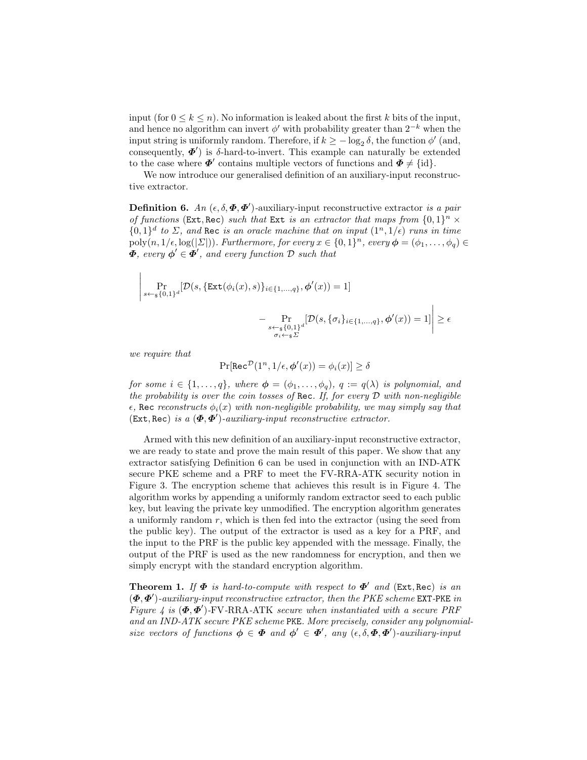input (for $0 \leq k \leq n$). No information is leaked about the first $k$ bits of the input, and hence no algorithm can invert $\phi'$ with probability greater than $2^{-k}$ when the input string is uniformly random. Therefore, if $k \geq -\log_2 \delta$, the function $\phi'$ (and, consequently, $\boldsymbol{\Phi}'$) is $\delta$-hard-to-invert. This example can naturally be extended to the case where $\boldsymbol{\Phi}'$ contains multiple vectors of functions and $\boldsymbol{\Phi} \neq \{\text{id}\}$.

We now introduce our generalised definition of an auxiliary-input reconstructive extractor.

**Definition 6.** *An $(\epsilon, \delta, \boldsymbol{\Phi}, \boldsymbol{\Phi}')$-auxiliary-input reconstructive extractor is a pair of functions $(\texttt{Ext}, \texttt{Rec})$ such that $\texttt{Ext}$ is an extractor that maps from $\{0,1\}^n \times \{0,1\}^d$ to $\Sigma$, and $\texttt{Rec}$ is an oracle machine that on input $(1^n, 1/\epsilon)$ runs in time $\text{poly}(n, 1/\epsilon, \log(|\Sigma|))$. Furthermore, for every $x \in \{0,1\}^n$, every $\boldsymbol{\phi} = (\phi_1, \ldots, \phi_q) \in \boldsymbol{\Phi}$, every $\boldsymbol{\phi}' \in \boldsymbol{\Phi}'$, and every function $\mathcal{D}$ such that*

$$\left| \Pr_{s \leftarrow_\$ \{0,1\}^d}[\mathcal{D}(s, \{\texttt{Ext}(\phi_i(x), s)\}_{i \in \{1,\ldots,q\}}, \boldsymbol{\phi}'(x)) = 1] - \Pr_{\substack{s \leftarrow_\$ \{0,1\}^d \\ \sigma_i \leftarrow_\$ \Sigma}}[\mathcal{D}(s, \{\sigma_i\}_{i \in \{1,\ldots,q\}}, \boldsymbol{\phi}'(x)) = 1] \right| \geq \epsilon$$

*we require that*

$$\Pr[\texttt{Rec}^{\mathcal{D}}(1^n, 1/\epsilon, \boldsymbol{\phi}'(x)) = \phi_i(x)] \geq \delta$$

*for some $i \in \{1, \ldots, q\}$, where $\boldsymbol{\phi} = (\phi_1, \ldots, \phi_q)$, $q := q(\lambda)$ is polynomial, and the probability is over the coin tosses of $\texttt{Rec}$. If, for every $\mathcal{D}$ with non-negligible $\epsilon$, $\texttt{Rec}$ reconstructs $\phi_i(x)$ with non-negligible probability, we may simply say that $(\texttt{Ext}, \texttt{Rec})$ is a $(\boldsymbol{\Phi}, \boldsymbol{\Phi}')$-auxiliary-input reconstructive extractor.*

Armed with this new definition of an auxiliary-input reconstructive extractor, we are ready to state and prove the main result of this paper. We show that any extractor satisfying Definition 6 can be used in conjunction with an IND-ATK secure PKE scheme and a PRF to meet the FV-RRA-ATK security notion in Figure 3. The encryption scheme that achieves this result is in Figure 4. The algorithm works by appending a uniformly random extractor seed to each public key, but leaving the private key unmodified. The encryption algorithm generates a uniformly random $r$, which is then fed into the extractor (using the seed from the public key). The output of the extractor is used as a key for a PRF, and the input to the PRF is the public key appended with the message. Finally, the output of the PRF is used as the new randomness for encryption, and then we simply encrypt with the standard encryption algorithm.

**Theorem 1.** *If $\boldsymbol{\Phi}$ is hard-to-compute with respect to $\boldsymbol{\Phi}'$ and $(\texttt{Ext}, \texttt{Rec})$ is an $(\boldsymbol{\Phi}, \boldsymbol{\Phi}')$-auxiliary-input reconstructive extractor, then the PKE scheme $\texttt{EXT-PKE}$ in Figure 4 is $(\boldsymbol{\Phi}, \boldsymbol{\Phi}')$-FV-RRA-ATK secure when instantiated with a secure PRF and an IND-ATK secure PKE scheme $\texttt{PKE}$. More precisely, consider any polynomial-size vectors of functions $\boldsymbol{\phi} \in \boldsymbol{\Phi}$ and $\boldsymbol{\phi}' \in \boldsymbol{\Phi}'$, any $(\epsilon, \delta, \boldsymbol{\Phi}, \boldsymbol{\Phi}')$-auxiliary-input*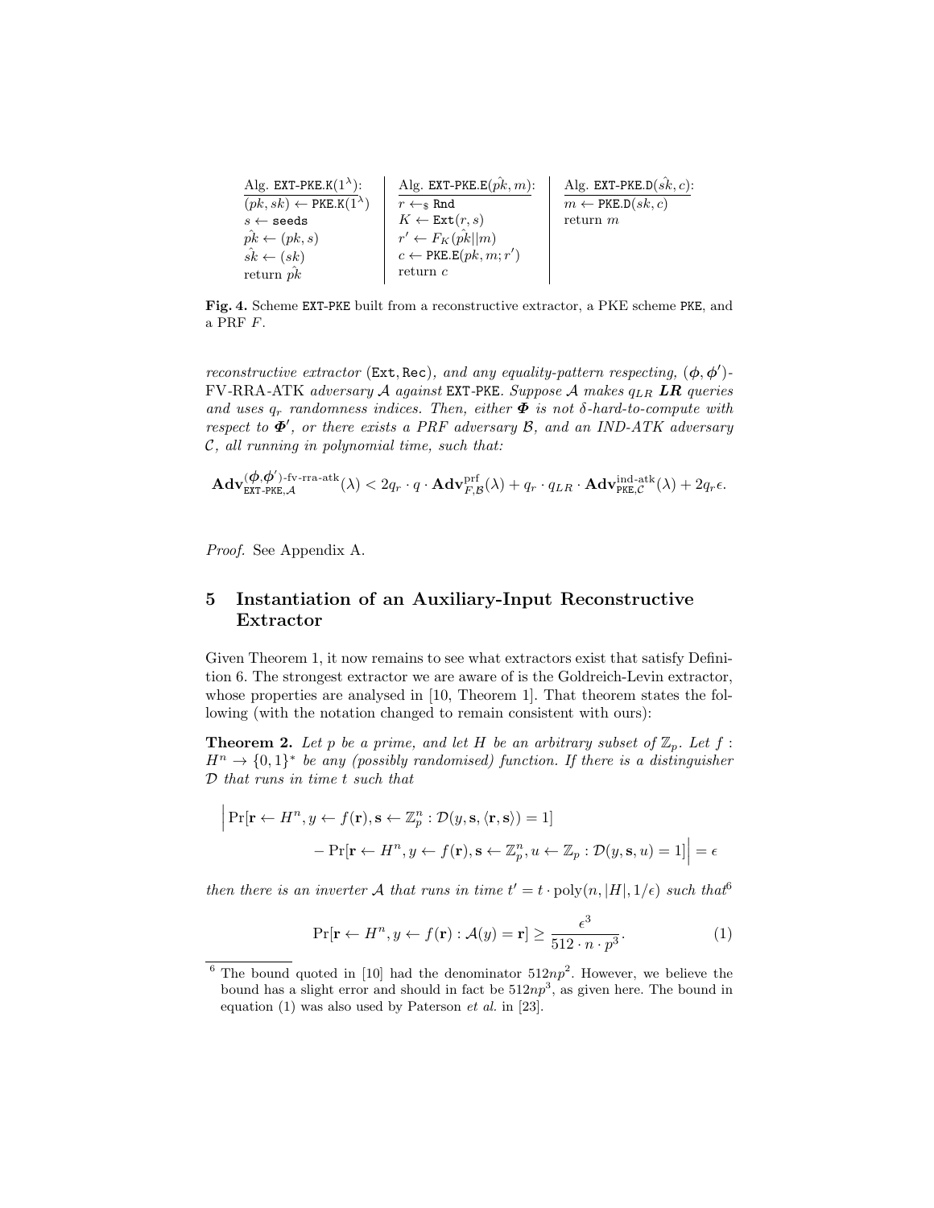| Alg. EXT-PKE.K($1^\lambda$): | Alg. EXT-PKE.E($\hat{pk}, m$): | Alg. EXT-PKE.D($\hat{sk}, c$): |
|---|---|---|
| $(pk, sk) \leftarrow$ PKE.K($1^\lambda$) | $r \leftarrow_\$$ Rnd | $m \leftarrow$ PKE.D($sk, c$) |
| $s \leftarrow$ seeds | $K \leftarrow$ Ext($r, s$) | return $m$ |
| $\hat{pk} \leftarrow (pk, s)$ | $r' \leftarrow F_K(\hat{pk} \| m)$ | |
| $\hat{sk} \leftarrow (sk)$ | $c \leftarrow$ PKE.E($pk, m; r'$) | |
| return $\hat{pk}$ | return $c$ | |

**Fig. 4.** Scheme EXT-PKE built from a reconstructive extractor, a PKE scheme PKE, and a PRF $F$.

*reconstructive extractor* (Ext, Rec)*, and any equality-pattern respecting,* $(\boldsymbol{\phi}, \boldsymbol{\phi}')$*-FV-RRA-ATK adversary* $\mathcal{A}$ *against* EXT-PKE*. Suppose* $\mathcal{A}$ *makes* $q_{LR}$ ***LR*** *queries and uses* $q_r$ *randomness indices. Then, either* $\boldsymbol{\Phi}$ *is not* $\delta$*-hard-to-compute with respect to* $\boldsymbol{\Phi}'$*, or there exists a PRF adversary* $\mathcal{B}$*, and an IND-ATK adversary* $\mathcal{C}$*, all running in polynomial time, such that:*

$$\mathbf{Adv}^{(\boldsymbol{\phi},\boldsymbol{\phi}')\text{-fv-rra-atk}}_{\texttt{EXT-PKE},\mathcal{A}}(\lambda) < 2q_r \cdot q \cdot \mathbf{Adv}^{\text{prf}}_{F,\mathcal{B}}(\lambda) + q_r \cdot q_{LR} \cdot \mathbf{Adv}^{\text{ind-atk}}_{\texttt{PKE},\mathcal{C}}(\lambda) + 2q_r\epsilon.$$

*Proof.* See Appendix A.

## 5 Instantiation of an Auxiliary-Input Reconstructive Extractor

Given Theorem 1, it now remains to see what extractors exist that satisfy Definition 6. The strongest extractor we are aware of is the Goldreich-Levin extractor, whose properties are analysed in [10, Theorem 1]. That theorem states the following (with the notation changed to remain consistent with ours):

**Theorem 2.** *Let* $p$ *be a prime, and let* $H$ *be an arbitrary subset of* $\mathbb{Z}_p$*. Let* $f : H^n \rightarrow \{0,1\}^*$ *be any (possibly randomised) function. If there is a distinguisher* $\mathcal{D}$ *that runs in time* $t$ *such that*

$$\Big| \Pr[\mathbf{r} \leftarrow H^n, y \leftarrow f(\mathbf{r}), \mathbf{s} \leftarrow \mathbb{Z}_p^n : \mathcal{D}(y, \mathbf{s}, \langle \mathbf{r}, \mathbf{s} \rangle) = 1] \\ - \Pr[\mathbf{r} \leftarrow H^n, y \leftarrow f(\mathbf{r}), \mathbf{s} \leftarrow \mathbb{Z}_p^n, u \leftarrow \mathbb{Z}_p : \mathcal{D}(y, \mathbf{s}, u) = 1] \Big| = \epsilon$$

*then there is an inverter* $\mathcal{A}$ *that runs in time* $t' = t \cdot \text{poly}(n, |H|, 1/\epsilon)$ *such that*[6]

$$\Pr[\mathbf{r} \leftarrow H^n, y \leftarrow f(\mathbf{r}) : \mathcal{A}(y) = \mathbf{r}] \geq \frac{\epsilon^3}{512 \cdot n \cdot p^3}. \quad (1)$$

[6] The bound quoted in [10] had the denominator $512np^2$. However, we believe the bound has a slight error and should in fact be $512np^3$, as given here. The bound in equation (1) was also used by Paterson *et al.* in [23].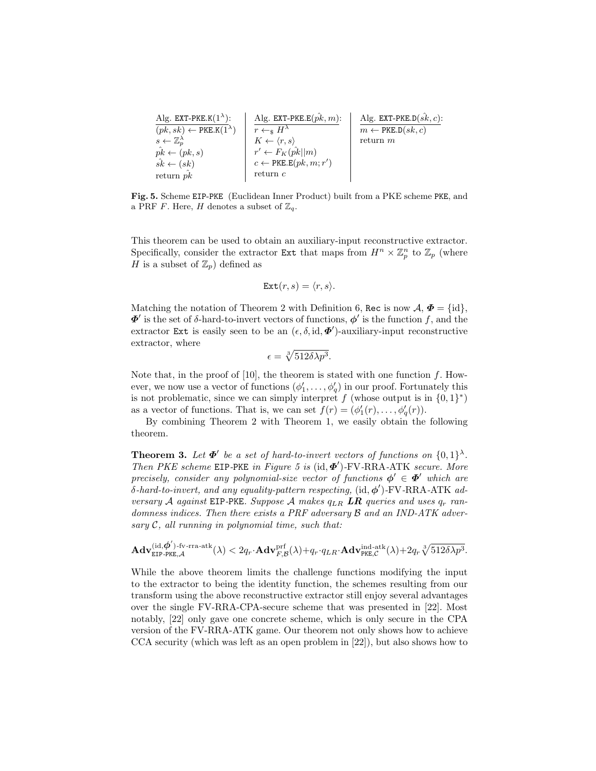| Alg. $\texttt{EXT-PKE.K}(1^\lambda)$: | Alg. $\texttt{EXT-PKE.E}(\hat{pk}, m)$: | Alg. $\texttt{EXT-PKE.D}(\hat{sk}, c)$: |
|---|---|---|
| $(pk, sk) \leftarrow \texttt{PKE.K}(1^\lambda)$ | $r \leftarrow_\$ H^\lambda$ | $m \leftarrow \texttt{PKE.D}(sk, c)$ |
| $s \leftarrow \mathbb{Z}_p^\lambda$ | $K \leftarrow \langle r, s \rangle$ | return $m$ |
| $\hat{pk} \leftarrow (pk, s)$ | $r' \leftarrow F_K(\hat{pk} \| m)$ | |
| $\hat{sk} \leftarrow (sk)$ | $c \leftarrow \texttt{PKE.E}(pk, m; r')$ | |
| return $\hat{pk}$ | return $c$ | |

**Fig. 5.** Scheme EIP-PKE (Euclidean Inner Product) built from a PKE scheme PKE, and a PRF $F$. Here, $H$ denotes a subset of $\mathbb{Z}_q$.

This theorem can be used to obtain an auxiliary-input reconstructive extractor. Specifically, consider the extractor Ext that maps from $H^n \times \mathbb{Z}_p^n$ to $\mathbb{Z}_p$ (where $H$ is a subset of $\mathbb{Z}_p$) defined as

$$\texttt{Ext}(r, s) = \langle r, s \rangle.$$

Matching the notation of Theorem 2 with Definition 6, Rec is now $\mathcal{A}$, $\boldsymbol{\Phi} = \{\text{id}\}$, $\boldsymbol{\Phi}'$ is the set of $\delta$-hard-to-invert vectors of functions, $\boldsymbol{\phi}'$ is the function $f$, and the extractor Ext is easily seen to be an $(\epsilon, \delta, \text{id}, \boldsymbol{\Phi}')$-auxiliary-input reconstructive extractor, where

$$\epsilon = \sqrt[3]{512\delta\lambda p^3}.$$

Note that, in the proof of [10], the theorem is stated with one function $f$. However, we now use a vector of functions $(\phi'_1, \ldots, \phi'_q)$ in our proof. Fortunately this is not problematic, since we can simply interpret $f$ (whose output is in $\{0,1\}^*$) as a vector of functions. That is, we can set $f(r) = (\phi'_1(r), \ldots, \phi'_q(r))$.

By combining Theorem 2 with Theorem 1, we easily obtain the following theorem.

**Theorem 3.** *Let $\boldsymbol{\Phi}'$ be a set of hard-to-invert vectors of functions on $\{0,1\}^\lambda$. Then PKE scheme* EIP-PKE *in Figure 5 is* $(\text{id}, \boldsymbol{\Phi}')$-FV-RRA-ATK *secure. More precisely, consider any polynomial-size vector of functions $\boldsymbol{\phi}' \in \boldsymbol{\Phi}'$ which are $\delta$-hard-to-invert, and any equality-pattern respecting,* $(\text{id}, \boldsymbol{\phi}')$-FV-RRA-ATK *adversary $\mathcal{A}$ against* EIP-PKE*. Suppose $\mathcal{A}$ makes $q_{LR}$* ***LR*** *queries and uses $q_r$ randomness indices. Then there exists a PRF adversary $\mathcal{B}$ and an IND-ATK adversary $\mathcal{C}$, all running in polynomial time, such that:*

$$\mathbf{Adv}^{(\text{id},\boldsymbol{\phi}')\text{-fv-rra-atk}}_{\texttt{EIP-PKE},\mathcal{A}}(\lambda) < 2q_r \cdot \mathbf{Adv}^{\text{prf}}_{F,\mathcal{B}}(\lambda) + q_r \cdot q_{LR} \cdot \mathbf{Adv}^{\text{ind-atk}}_{\texttt{PKE},\mathcal{C}}(\lambda) + 2q_r \sqrt[3]{512\delta\lambda p^3}.$$

While the above theorem limits the challenge functions modifying the input to the extractor to being the identity function, the schemes resulting from our transform using the above reconstructive extractor still enjoy several advantages over the single FV-RRA-CPA-secure scheme that was presented in [22]. Most notably, [22] only gave one concrete scheme, which is only secure in the CPA version of the FV-RRA-ATK game. Our theorem not only shows how to achieve CCA security (which was left as an open problem in [22]), but also shows how to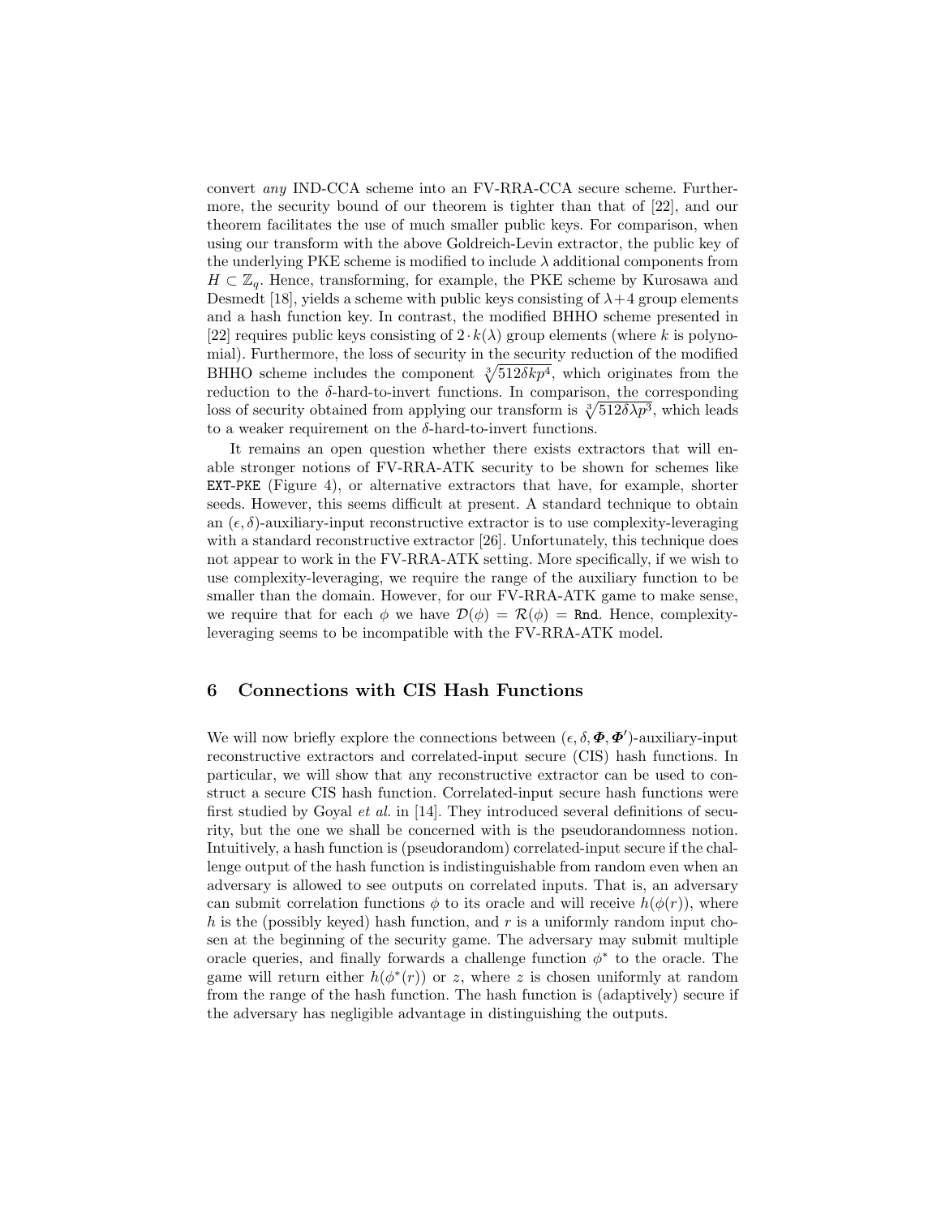convert *any* IND-CCA scheme into an FV-RRA-CCA secure scheme. Furthermore, the security bound of our theorem is tighter than that of [22], and our theorem facilitates the use of much smaller public keys. For comparison, when using our transform with the above Goldreich-Levin extractor, the public key of the underlying PKE scheme is modified to include $\lambda$ additional components from $H \subset \mathbb{Z}_q$. Hence, transforming, for example, the PKE scheme by Kurosawa and Desmedt [18], yields a scheme with public keys consisting of $\lambda + 4$ group elements and a hash function key. In contrast, the modified BHHO scheme presented in [22] requires public keys consisting of $2 \cdot k(\lambda)$ group elements (where $k$ is polynomial). Furthermore, the loss of security in the security reduction of the modified BHHO scheme includes the component $\sqrt[3]{512\delta k p^4}$, which originates from the reduction to the $\delta$-hard-to-invert functions. In comparison, the corresponding loss of security obtained from applying our transform is $\sqrt[3]{512\delta\lambda p^3}$, which leads to a weaker requirement on the $\delta$-hard-to-invert functions.

It remains an open question whether there exists extractors that will enable stronger notions of FV-RRA-ATK security to be shown for schemes like EXT-PKE (Figure 4), or alternative extractors that have, for example, shorter seeds. However, this seems difficult at present. A standard technique to obtain an $(\epsilon, \delta)$-auxiliary-input reconstructive extractor is to use complexity-leveraging with a standard reconstructive extractor [26]. Unfortunately, this technique does not appear to work in the FV-RRA-ATK setting. More specifically, if we wish to use complexity-leveraging, we require the range of the auxiliary function to be smaller than the domain. However, for our FV-RRA-ATK game to make sense, we require that for each $\phi$ we have $\mathcal{D}(\phi) = \mathcal{R}(\phi) = \mathtt{Rnd}$. Hence, complexity-leveraging seems to be incompatible with the FV-RRA-ATK model.

## 6 Connections with CIS Hash Functions

We will now briefly explore the connections between $(\epsilon, \delta, \boldsymbol{\Phi}, \boldsymbol{\Phi'})$-auxiliary-input reconstructive extractors and correlated-input secure (CIS) hash functions. In particular, we will show that any reconstructive extractor can be used to construct a secure CIS hash function. Correlated-input secure hash functions were first studied by Goyal *et al.* in [14]. They introduced several definitions of security, but the one we shall be concerned with is the pseudorandomness notion. Intuitively, a hash function is (pseudorandom) correlated-input secure if the challenge output of the hash function is indistinguishable from random even when an adversary is allowed to see outputs on correlated inputs. That is, an adversary can submit correlation functions $\phi$ to its oracle and will receive $h(\phi(r))$, where $h$ is the (possibly keyed) hash function, and $r$ is a uniformly random input chosen at the beginning of the security game. The adversary may submit multiple oracle queries, and finally forwards a challenge function $\phi^*$ to the oracle. The game will return either $h(\phi^*(r))$ or $z$, where $z$ is chosen uniformly at random from the range of the hash function. The hash function is (adaptively) secure if the adversary has negligible advantage in distinguishing the outputs.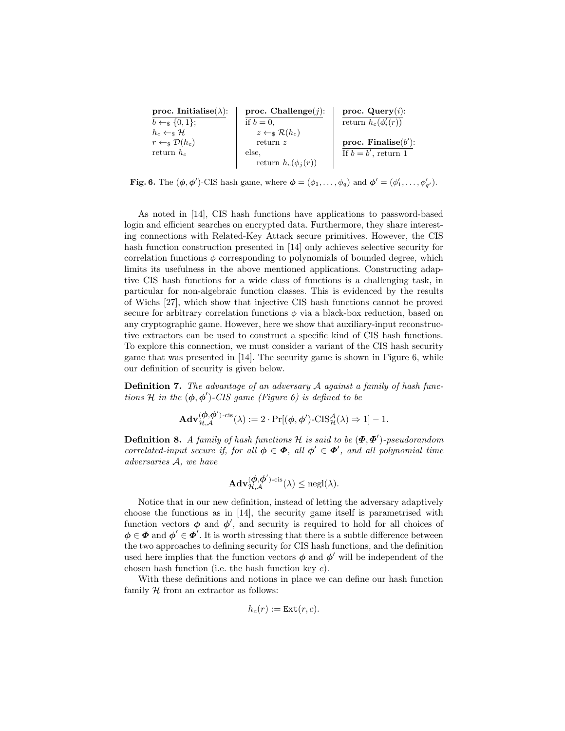| **proc. Initialise**$(\lambda)$: | **proc. Challenge**$(j)$: | **proc. Query**$(i)$: |
| --- | --- | --- |
| $b \leftarrow_{\$} \{0,1\}$; | if $b = 0$, | return $h_c(\phi'_i(r))$ |
| $h_c \leftarrow_{\$} \mathcal{H}$ | $z \leftarrow_{\$} \mathcal{R}(h_c)$ | |
| $r \leftarrow_{\$} \mathcal{D}(h_c)$ | return $z$ | **proc. Finalise**$(b')$: |
| return $h_c$ | else, | If $b = b'$, return 1 |
| | return $h_c(\phi_j(r))$ | |

**Fig. 6.** The $(\boldsymbol{\phi}, \boldsymbol{\phi}')$-CIS hash game, where $\boldsymbol{\phi} = (\phi_1, \ldots, \phi_q)$ and $\boldsymbol{\phi}' = (\phi'_1, \ldots, \phi'_{q'})$.

As noted in [14], CIS hash functions have applications to password-based login and efficient searches on encrypted data. Furthermore, they share interesting connections with Related-Key Attack secure primitives. However, the CIS hash function construction presented in [14] only achieves selective security for correlation functions $\phi$ corresponding to polynomials of bounded degree, which limits its usefulness in the above mentioned applications. Constructing adaptive CIS hash functions for a wide class of functions is a challenging task, in particular for non-algebraic function classes. This is evidenced by the results of Wichs [27], which show that injective CIS hash functions cannot be proved secure for arbitrary correlation functions $\phi$ via a black-box reduction, based on any cryptographic game. However, here we show that auxiliary-input reconstructive extractors can be used to construct a specific kind of CIS hash functions. To explore this connection, we must consider a variant of the CIS hash security game that was presented in [14]. The security game is shown in Figure 6, while our definition of security is given below.

**Definition 7.** *The advantage of an adversary $\mathcal{A}$ against a family of hash functions $\mathcal{H}$ in the $(\boldsymbol{\phi}, \boldsymbol{\phi}')$-CIS game (Figure 6) is defined to be*

$$\mathbf{Adv}^{(\boldsymbol{\phi},\boldsymbol{\phi}')\text{-cis}}_{\mathcal{H},\mathcal{A}}(\lambda) := 2 \cdot \Pr[(\boldsymbol{\phi}, \boldsymbol{\phi}')\text{-CIS}^{\mathcal{A}}_{\mathcal{H}}(\lambda) \Rightarrow 1] - 1.$$

**Definition 8.** *A family of hash functions $\mathcal{H}$ is said to be $(\boldsymbol{\Phi}, \boldsymbol{\Phi}')$-pseudorandom correlated-input secure if, for all $\boldsymbol{\phi} \in \boldsymbol{\Phi}$, all $\boldsymbol{\phi}' \in \boldsymbol{\Phi}'$, and all polynomial time adversaries $\mathcal{A}$, we have*

$$\mathbf{Adv}^{(\boldsymbol{\phi},\boldsymbol{\phi}')\text{-cis}}_{\mathcal{H},\mathcal{A}}(\lambda) \leq \text{negl}(\lambda).$$

Notice that in our new definition, instead of letting the adversary adaptively choose the functions as in [14], the security game itself is parametrised with function vectors $\boldsymbol{\phi}$ and $\boldsymbol{\phi}'$, and security is required to hold for all choices of $\boldsymbol{\phi} \in \boldsymbol{\Phi}$ and $\boldsymbol{\phi}' \in \boldsymbol{\Phi}'$. It is worth stressing that there is a subtle difference between the two approaches to defining security for CIS hash functions, and the definition used here implies that the function vectors $\boldsymbol{\phi}$ and $\boldsymbol{\phi}'$ will be independent of the chosen hash function (i.e. the hash function key $c$).

With these definitions and notions in place we can define our hash function family $\mathcal{H}$ from an extractor as follows:

$$h_c(r) := \mathtt{Ext}(r, c).$$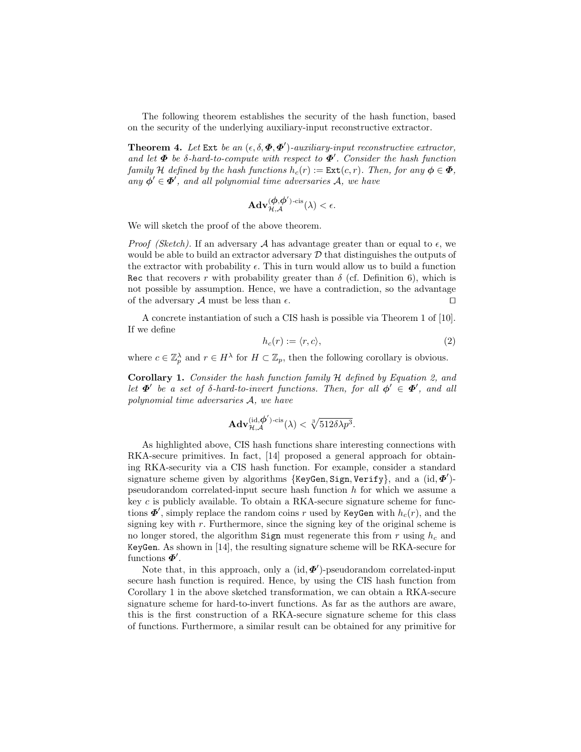The following theorem establishes the security of the hash function, based on the security of the underlying auxiliary-input reconstructive extractor.

**Theorem 4.** *Let* `Ext` *be an* $(\epsilon, \delta, \boldsymbol{\Phi}, \boldsymbol{\Phi}')$*-auxiliary-input reconstructive extractor, and let* $\boldsymbol{\Phi}$ *be* $\delta$*-hard-to-compute with respect to* $\boldsymbol{\Phi}'$*. Consider the hash function family* $\mathcal{H}$ *defined by the hash functions* $h_c(r) := \mathtt{Ext}(c, r)$*. Then, for any* $\boldsymbol{\phi} \in \boldsymbol{\Phi}$*, any* $\boldsymbol{\phi}' \in \boldsymbol{\Phi}'$*, and all polynomial time adversaries* $\mathcal{A}$*, we have*

$$\mathbf{Adv}^{(\boldsymbol{\phi},\boldsymbol{\phi}')\text{-cis}}_{\mathcal{H},\mathcal{A}}(\lambda) < \epsilon.$$

We will sketch the proof of the above theorem.

*Proof (Sketch).* If an adversary $\mathcal{A}$ has advantage greater than or equal to $\epsilon$, we would be able to build an extractor adversary $\mathcal{D}$ that distinguishes the outputs of the extractor with probability $\epsilon$. This in turn would allow us to build a function `Rec` that recovers $r$ with probability greater than $\delta$ (cf. Definition 6), which is not possible by assumption. Hence, we have a contradiction, so the advantage of the adversary $\mathcal{A}$ must be less than $\epsilon$. $\square$

A concrete instantiation of such a CIS hash is possible via Theorem 1 of [10]. If we define

$$h_c(r) := \langle r, c \rangle, \tag{2}$$

where $c \in \mathbb{Z}_p^\lambda$ and $r \in H^\lambda$ for $H \subset \mathbb{Z}_p$, then the following corollary is obvious.

**Corollary 1.** *Consider the hash function family* $\mathcal{H}$ *defined by Equation 2, and let* $\boldsymbol{\Phi}'$ *be a set of* $\delta$*-hard-to-invert functions. Then, for all* $\boldsymbol{\phi}' \in \boldsymbol{\Phi}'$*, and all polynomial time adversaries* $\mathcal{A}$*, we have*

$$\mathbf{Adv}^{(\text{id},\boldsymbol{\phi}')\text{-cis}}_{\mathcal{H},\mathcal{A}}(\lambda) < \sqrt[3]{512\delta\lambda p^3}.$$

As highlighted above, CIS hash functions share interesting connections with RKA-secure primitives. In fact, [14] proposed a general approach for obtaining RKA-security via a CIS hash function. For example, consider a standard signature scheme given by algorithms {`KeyGen`, `Sign`, `Verify`}, and a $(\text{id}, \boldsymbol{\Phi}')$-pseudorandom correlated-input secure hash function $h$ for which we assume a key $c$ is publicly available. To obtain a RKA-secure signature scheme for functions $\boldsymbol{\Phi}'$, simply replace the random coins $r$ used by `KeyGen` with $h_c(r)$, and the signing key with $r$. Furthermore, since the signing key of the original scheme is no longer stored, the algorithm `Sign` must regenerate this from $r$ using $h_c$ and `KeyGen`. As shown in [14], the resulting signature scheme will be RKA-secure for functions $\boldsymbol{\Phi}'$.

Note that, in this approach, only a $(\text{id}, \boldsymbol{\Phi}')$-pseudorandom correlated-input secure hash function is required. Hence, by using the CIS hash function from Corollary 1 in the above sketched transformation, we can obtain a RKA-secure signature scheme for hard-to-invert functions. As far as the authors are aware, this is the first construction of a RKA-secure signature scheme for this class of functions. Furthermore, a similar result can be obtained for any primitive for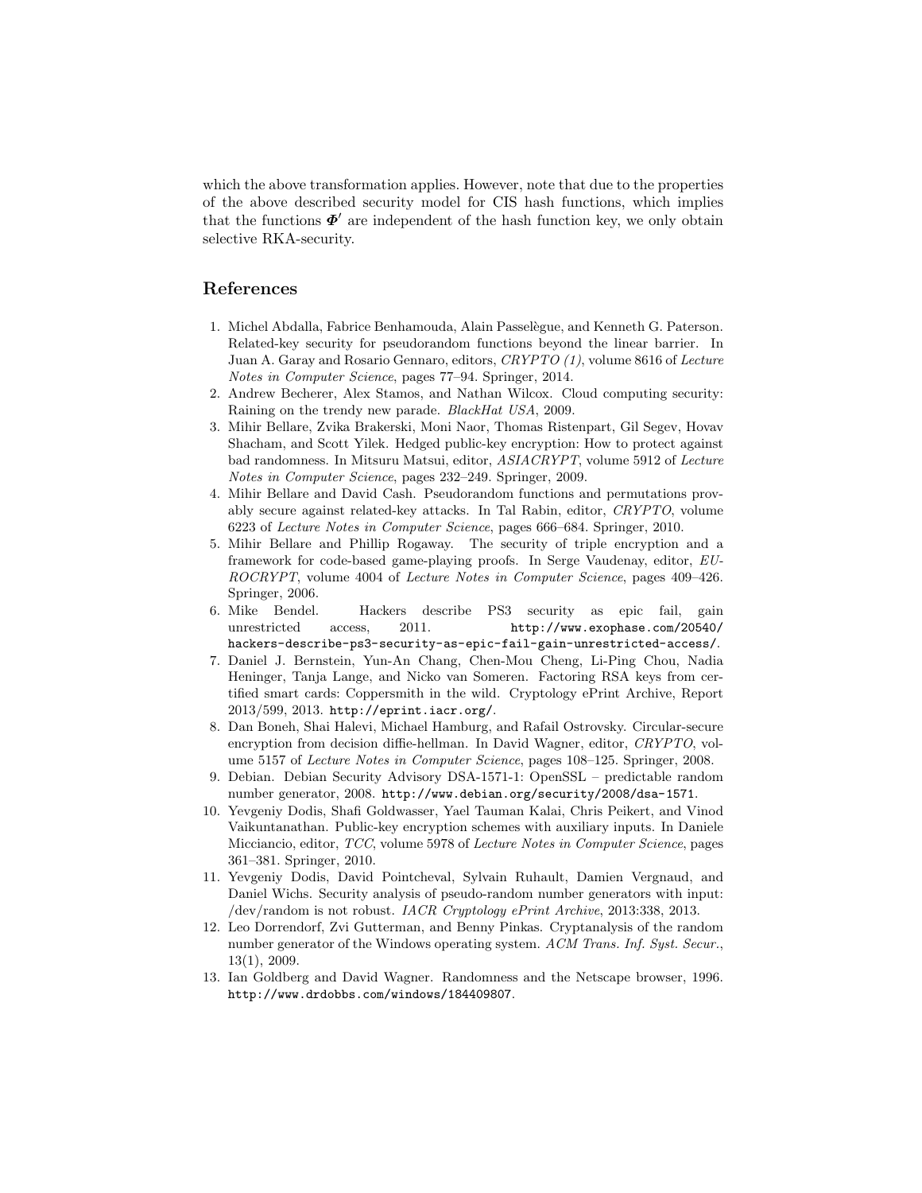which the above transformation applies. However, note that due to the properties of the above described security model for CIS hash functions, which implies that the functions $\boldsymbol{\Phi}'$ are independent of the hash function key, we only obtain selective RKA-security.

## References

1. Michel Abdalla, Fabrice Benhamouda, Alain Passelègue, and Kenneth G. Paterson. Related-key security for pseudorandom functions beyond the linear barrier. In Juan A. Garay and Rosario Gennaro, editors, *CRYPTO (1)*, volume 8616 of *Lecture Notes in Computer Science*, pages 77–94. Springer, 2014.
2. Andrew Becherer, Alex Stamos, and Nathan Wilcox. Cloud computing security: Raining on the trendy new parade. *BlackHat USA*, 2009.
3. Mihir Bellare, Zvika Brakerski, Moni Naor, Thomas Ristenpart, Gil Segev, Hovav Shacham, and Scott Yilek. Hedged public-key encryption: How to protect against bad randomness. In Mitsuru Matsui, editor, *ASIACRYPT*, volume 5912 of *Lecture Notes in Computer Science*, pages 232–249. Springer, 2009.
4. Mihir Bellare and David Cash. Pseudorandom functions and permutations provably secure against related-key attacks. In Tal Rabin, editor, *CRYPTO*, volume 6223 of *Lecture Notes in Computer Science*, pages 666–684. Springer, 2010.
5. Mihir Bellare and Phillip Rogaway. The security of triple encryption and a framework for code-based game-playing proofs. In Serge Vaudenay, editor, *EUROCRYPT*, volume 4004 of *Lecture Notes in Computer Science*, pages 409–426. Springer, 2006.
6. Mike Bendel. Hackers describe PS3 security as epic fail, gain unrestricted access, 2011. `http://www.exophase.com/20540/hackers-describe-ps3-security-as-epic-fail-gain-unrestricted-access/`.
7. Daniel J. Bernstein, Yun-An Chang, Chen-Mou Cheng, Li-Ping Chou, Nadia Heninger, Tanja Lange, and Nicko van Someren. Factoring RSA keys from certified smart cards: Coppersmith in the wild. Cryptology ePrint Archive, Report 2013/599, 2013. `http://eprint.iacr.org/`.
8. Dan Boneh, Shai Halevi, Michael Hamburg, and Rafail Ostrovsky. Circular-secure encryption from decision diffie-hellman. In David Wagner, editor, *CRYPTO*, volume 5157 of *Lecture Notes in Computer Science*, pages 108–125. Springer, 2008.
9. Debian. Debian Security Advisory DSA-1571-1: OpenSSL – predictable random number generator, 2008. `http://www.debian.org/security/2008/dsa-1571`.
10. Yevgeniy Dodis, Shafi Goldwasser, Yael Tauman Kalai, Chris Peikert, and Vinod Vaikuntanathan. Public-key encryption schemes with auxiliary inputs. In Daniele Micciancio, editor, *TCC*, volume 5978 of *Lecture Notes in Computer Science*, pages 361–381. Springer, 2010.
11. Yevgeniy Dodis, David Pointcheval, Sylvain Ruhault, Damien Vergnaud, and Daniel Wichs. Security analysis of pseudo-random number generators with input: /dev/random is not robust. *IACR Cryptology ePrint Archive*, 2013:338, 2013.
12. Leo Dorrendorf, Zvi Gutterman, and Benny Pinkas. Cryptanalysis of the random number generator of the Windows operating system. *ACM Trans. Inf. Syst. Secur.*, 13(1), 2009.
13. Ian Goldberg and David Wagner. Randomness and the Netscape browser, 1996. `http://www.drdobbs.com/windows/184409807`.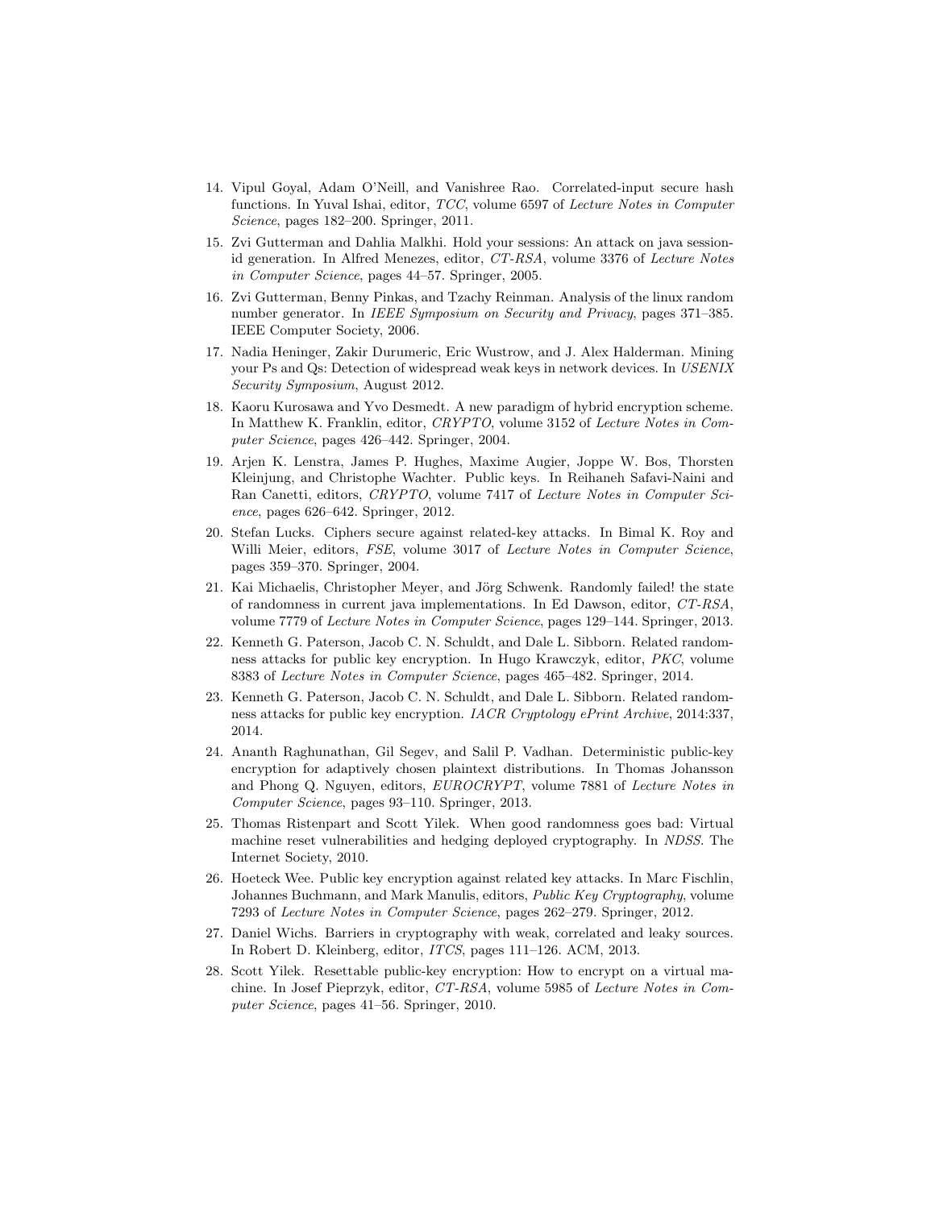14. Vipul Goyal, Adam O'Neill, and Vanishree Rao. Correlated-input secure hash functions. In Yuval Ishai, editor, *TCC*, volume 6597 of *Lecture Notes in Computer Science*, pages 182–200. Springer, 2011.
15. Zvi Gutterman and Dahlia Malkhi. Hold your sessions: An attack on java session-id generation. In Alfred Menezes, editor, *CT-RSA*, volume 3376 of *Lecture Notes in Computer Science*, pages 44–57. Springer, 2005.
16. Zvi Gutterman, Benny Pinkas, and Tzachy Reinman. Analysis of the linux random number generator. In *IEEE Symposium on Security and Privacy*, pages 371–385. IEEE Computer Society, 2006.
17. Nadia Heninger, Zakir Durumeric, Eric Wustrow, and J. Alex Halderman. Mining your Ps and Qs: Detection of widespread weak keys in network devices. In *USENIX Security Symposium*, August 2012.
18. Kaoru Kurosawa and Yvo Desmedt. A new paradigm of hybrid encryption scheme. In Matthew K. Franklin, editor, *CRYPTO*, volume 3152 of *Lecture Notes in Computer Science*, pages 426–442. Springer, 2004.
19. Arjen K. Lenstra, James P. Hughes, Maxime Augier, Joppe W. Bos, Thorsten Kleinjung, and Christophe Wachter. Public keys. In Reihaneh Safavi-Naini and Ran Canetti, editors, *CRYPTO*, volume 7417 of *Lecture Notes in Computer Science*, pages 626–642. Springer, 2012.
20. Stefan Lucks. Ciphers secure against related-key attacks. In Bimal K. Roy and Willi Meier, editors, *FSE*, volume 3017 of *Lecture Notes in Computer Science*, pages 359–370. Springer, 2004.
21. Kai Michaelis, Christopher Meyer, and Jörg Schwenk. Randomly failed! the state of randomness in current java implementations. In Ed Dawson, editor, *CT-RSA*, volume 7779 of *Lecture Notes in Computer Science*, pages 129–144. Springer, 2013.
22. Kenneth G. Paterson, Jacob C. N. Schuldt, and Dale L. Sibborn. Related randomness attacks for public key encryption. In Hugo Krawczyk, editor, *PKC*, volume 8383 of *Lecture Notes in Computer Science*, pages 465–482. Springer, 2014.
23. Kenneth G. Paterson, Jacob C. N. Schuldt, and Dale L. Sibborn. Related randomness attacks for public key encryption. *IACR Cryptology ePrint Archive*, 2014:337, 2014.
24. Ananth Raghunathan, Gil Segev, and Salil P. Vadhan. Deterministic public-key encryption for adaptively chosen plaintext distributions. In Thomas Johansson and Phong Q. Nguyen, editors, *EUROCRYPT*, volume 7881 of *Lecture Notes in Computer Science*, pages 93–110. Springer, 2013.
25. Thomas Ristenpart and Scott Yilek. When good randomness goes bad: Virtual machine reset vulnerabilities and hedging deployed cryptography. In *NDSS*. The Internet Society, 2010.
26. Hoeteck Wee. Public key encryption against related key attacks. In Marc Fischlin, Johannes Buchmann, and Mark Manulis, editors, *Public Key Cryptography*, volume 7293 of *Lecture Notes in Computer Science*, pages 262–279. Springer, 2012.
27. Daniel Wichs. Barriers in cryptography with weak, correlated and leaky sources. In Robert D. Kleinberg, editor, *ITCS*, pages 111–126. ACM, 2013.
28. Scott Yilek. Resettable public-key encryption: How to encrypt on a virtual machine. In Josef Pieprzyk, editor, *CT-RSA*, volume 5985 of *Lecture Notes in Computer Science*, pages 41–56. Springer, 2010.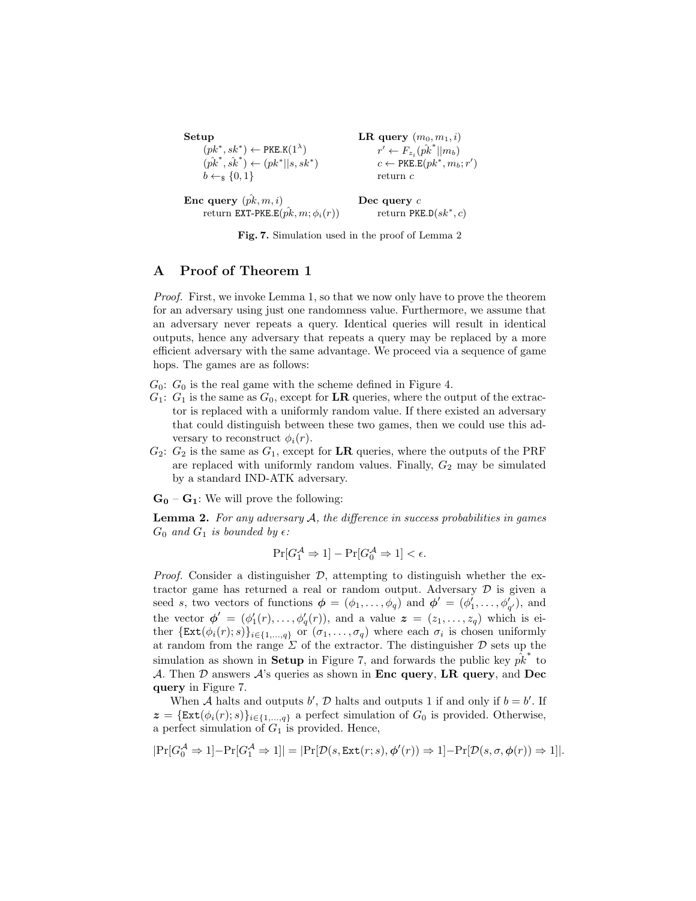**Setup**
$(pk^*, sk^*) \leftarrow \texttt{PKE.K}(1^\lambda)$
$(\hat{pk}^*, \hat{sk}^*) \leftarrow (pk^*||s, sk^*)$
$b \leftarrow_\$ \{0,1\}$

**LR query** $(m_0, m_1, i)$
$r' \leftarrow F_{z_i}(\hat{pk}^*||m_b)$
$c \leftarrow \texttt{PKE.E}(pk^*, m_b; r')$
return $c$

**Enc query** $(\hat{pk}, m, i)$
return $\texttt{EXT-PKE.E}(\hat{pk}, m; \phi_i(r))$

**Dec query** $c$
return $\texttt{PKE.D}(sk^*, c)$

**Fig. 7.** Simulation used in the proof of Lemma 2

# A Proof of Theorem 1

*Proof.* First, we invoke Lemma 1, so that we now only have to prove the theorem for an adversary using just one randomness value. Furthermore, we assume that an adversary never repeats a query. Identical queries will result in identical outputs, hence any adversary that repeats a query may be replaced by a more efficient adversary with the same advantage. We proceed via a sequence of game hops. The games are as follows:

- $G_0$: $G_0$ is the real game with the scheme defined in Figure 4.
- $G_1$: $G_1$ is the same as $G_0$, except for **LR** queries, where the output of the extractor is replaced with a uniformly random value. If there existed an adversary that could distinguish between these two games, then we could use this adversary to reconstruct $\phi_i(r)$.
- $G_2$: $G_2$ is the same as $G_1$, except for **LR** queries, where the outputs of the PRF are replaced with uniformly random values. Finally, $G_2$ may be simulated by a standard IND-ATK adversary.

$\mathbf{G_0}$ – $\mathbf{G_1}$: We will prove the following:

**Lemma 2.** *For any adversary $\mathcal{A}$, the difference in success probabilities in games $G_0$ and $G_1$ is bounded by $\epsilon$:*

$$\Pr[G_1^{\mathcal{A}} \Rightarrow 1] - \Pr[G_0^{\mathcal{A}} \Rightarrow 1] < \epsilon.$$

*Proof.* Consider a distinguisher $\mathcal{D}$, attempting to distinguish whether the extractor game has returned a real or random output. Adversary $\mathcal{D}$ is given a seed $s$, two vectors of functions $\boldsymbol{\phi} = (\phi_1, \ldots, \phi_q)$ and $\boldsymbol{\phi}' = (\phi'_1, \ldots, \phi'_{q'})$, and the vector $\boldsymbol{\phi}' = (\phi'_1(r), \ldots, \phi'_q(r))$, and a value $\boldsymbol{z} = (z_1, \ldots, z_q)$ which is either $\{\texttt{Ext}(\phi_i(r); s)\}_{i \in \{1,\ldots,q\}}$ or $(\sigma_1, \ldots, \sigma_q)$ where each $\sigma_i$ is chosen uniformly at random from the range $\Sigma$ of the extractor. The distinguisher $\mathcal{D}$ sets up the simulation as shown in **Setup** in Figure 7, and forwards the public key $\hat{pk}^*$ to $\mathcal{A}$. Then $\mathcal{D}$ answers $\mathcal{A}$'s queries as shown in **Enc query**, **LR query**, and **Dec query** in Figure 7.

When $\mathcal{A}$ halts and outputs $b'$, $\mathcal{D}$ halts and outputs 1 if and only if $b = b'$. If $\boldsymbol{z} = \{\texttt{Ext}(\phi_i(r); s)\}_{i \in \{1,\ldots,q\}}$ a perfect simulation of $G_0$ is provided. Otherwise, a perfect simulation of $G_1$ is provided. Hence,

$$|\Pr[G_0^{\mathcal{A}} \Rightarrow 1] - \Pr[G_1^{\mathcal{A}} \Rightarrow 1]| = |\Pr[\mathcal{D}(s, \texttt{Ext}(r; s), \boldsymbol{\phi}'(r)) \Rightarrow 1] - \Pr[\mathcal{D}(s, \sigma, \boldsymbol{\phi}(r)) \Rightarrow 1]|.$$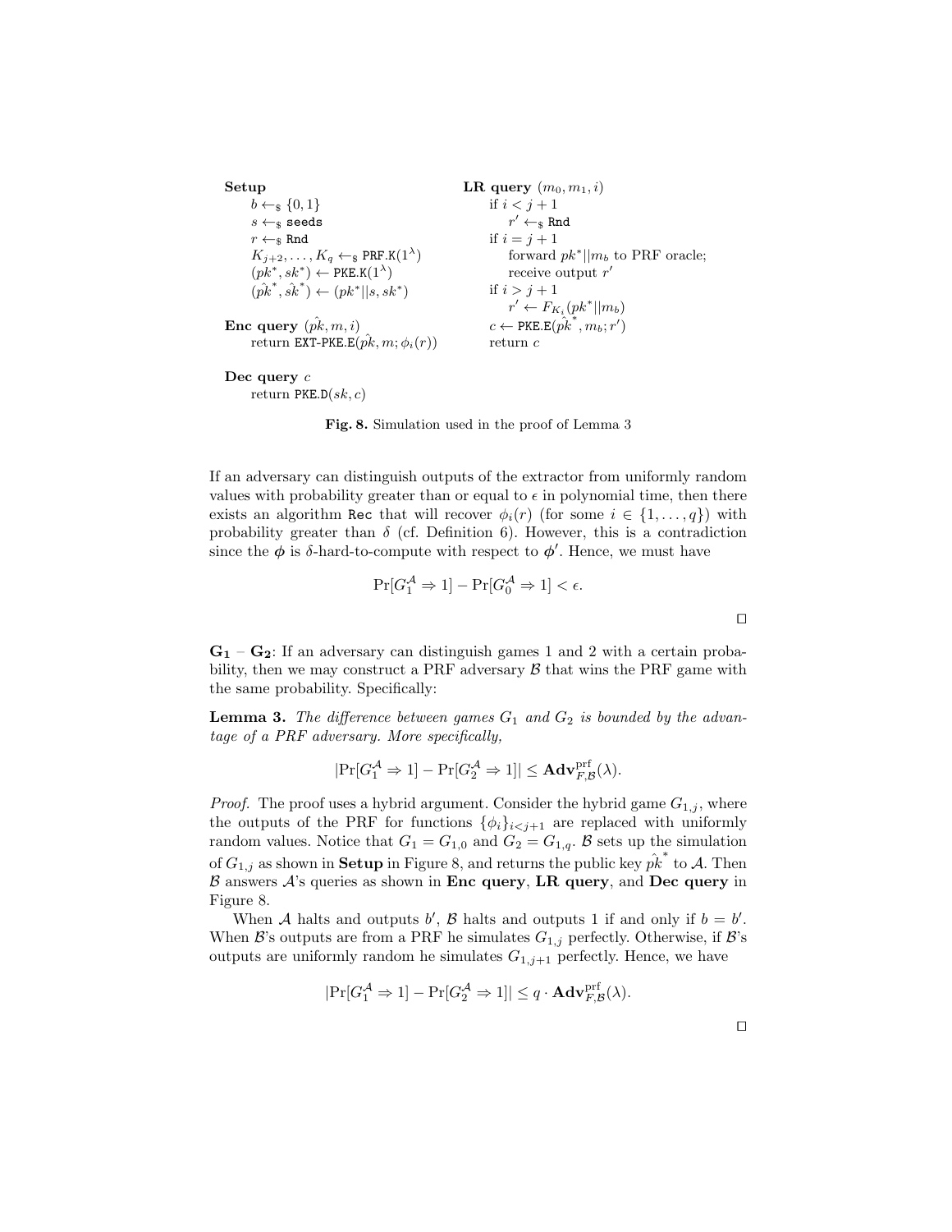```
Setup
    b ←$ {0,1}
    s ←$ seeds
    r ←$ Rnd
    K_{j+2}, ..., K_q ←$ PRF.K(1^λ)
    (pk*, sk*) ← PKE.K(1^λ)
    (p̂k*, ŝk*) ← (pk*||s, sk*)

Enc query (p̂k, m, i)
    return EXT-PKE.E(p̂k, m; φ_i(r))

Dec query c
    return PKE.D(sk, c)

LR query (m_0, m_1, i)
    if i < j + 1
        r' ←$ Rnd
    if i = j + 1
        forward pk*||m_b to PRF oracle;
        receive output r'
    if i > j + 1
        r' ← F_{K_i}(pk*||m_b)
    c ← PKE.E(p̂k*, m_b; r')
    return c
```

**Fig. 8.** Simulation used in the proof of Lemma 3

If an adversary can distinguish outputs of the extractor from uniformly random values with probability greater than or equal to $\epsilon$ in polynomial time, then there exists an algorithm Rec that will recover $\phi_i(r)$ (for some $i \in \{1, \ldots, q\}$) with probability greater than $\delta$ (cf. Definition 6). However, this is a contradiction since the $\boldsymbol{\phi}$ is $\delta$-hard-to-compute with respect to $\boldsymbol{\phi}'$. Hence, we must have

$$\Pr[G_1^{\mathcal{A}} \Rightarrow 1] - \Pr[G_0^{\mathcal{A}} \Rightarrow 1] < \epsilon.$$

□

**$\mathbf{G_1}$ – $\mathbf{G_2}$**: If an adversary can distinguish games 1 and 2 with a certain probability, then we may construct a PRF adversary $\mathcal{B}$ that wins the PRF game with the same probability. Specifically:

**Lemma 3.** *The difference between games $G_1$ and $G_2$ is bounded by the advantage of a PRF adversary. More specifically,*

$$|\Pr[G_1^{\mathcal{A}} \Rightarrow 1] - \Pr[G_2^{\mathcal{A}} \Rightarrow 1]| \leq \mathbf{Adv}_{F,\mathcal{B}}^{\mathrm{prf}}(\lambda).$$

*Proof.* The proof uses a hybrid argument. Consider the hybrid game $G_{1,j}$, where the outputs of the PRF for functions $\{\phi_i\}_{i<j+1}$ are replaced with uniformly random values. Notice that $G_1 = G_{1,0}$ and $G_2 = G_{1,q}$. $\mathcal{B}$ sets up the simulation of $G_{1,j}$ as shown in **Setup** in Figure 8, and returns the public key $\hat{pk}^*$ to $\mathcal{A}$. Then $\mathcal{B}$ answers $\mathcal{A}$'s queries as shown in **Enc query**, **LR query**, and **Dec query** in Figure 8.

When $\mathcal{A}$ halts and outputs $b'$, $\mathcal{B}$ halts and outputs 1 if and only if $b = b'$. When $\mathcal{B}$'s outputs are from a PRF he simulates $G_{1,j}$ perfectly. Otherwise, if $\mathcal{B}$'s outputs are uniformly random he simulates $G_{1,j+1}$ perfectly. Hence, we have

$$|\Pr[G_1^{\mathcal{A}} \Rightarrow 1] - \Pr[G_2^{\mathcal{A}} \Rightarrow 1]| \leq q \cdot \mathbf{Adv}_{F,\mathcal{B}}^{\mathrm{prf}}(\lambda).$$

□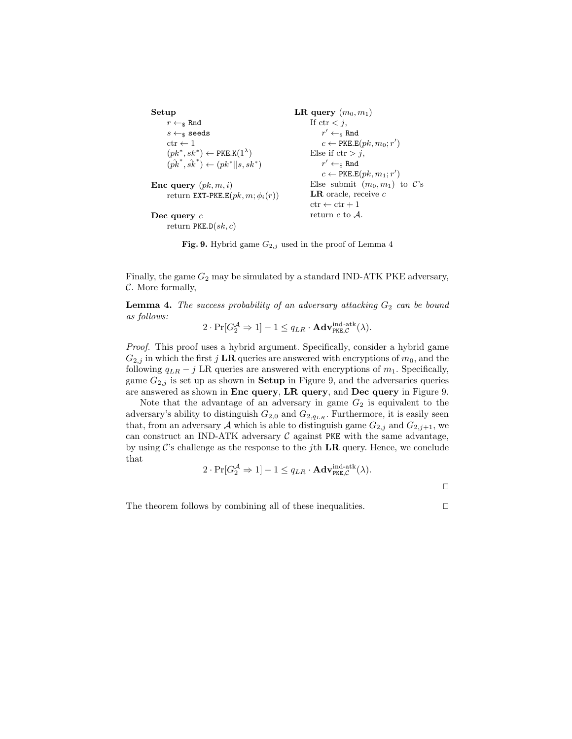**Setup**

$r \leftarrow_\$$ Rnd
$s \leftarrow_\$$ seeds
$\text{ctr} \leftarrow 1$
$(pk^*, sk^*) \leftarrow \texttt{PKE.K}(1^\lambda)$
$(\hat{pk}^*, \hat{sk}^*) \leftarrow (pk^*||s, sk^*)$

**Enc query** $(pk, m, i)$
return $\texttt{EXT-PKE.E}(pk, m; \phi_i(r))$

**Dec query** $c$
return $\texttt{PKE.D}(sk, c)$

**LR query** $(m_0, m_1)$
If $\text{ctr} < j$,
$r' \leftarrow_\$$ Rnd
$c \leftarrow \texttt{PKE.E}(pk, m_0; r')$
Else if $\text{ctr} > j$,
$r' \leftarrow_\$$ Rnd
$c \leftarrow \texttt{PKE.E}(pk, m_1; r')$
Else submit $(m_0, m_1)$ to $\mathcal{C}$'s **LR** oracle, receive $c$
$\text{ctr} \leftarrow \text{ctr} + 1$
return $c$ to $\mathcal{A}$.

**Fig. 9.** Hybrid game $G_{2,j}$ used in the proof of Lemma 4

Finally, the game $G_2$ may be simulated by a standard IND-ATK PKE adversary, $\mathcal{C}$. More formally,

**Lemma 4.** *The success probability of an adversary attacking $G_2$ can be bound as follows:*

$$2 \cdot \Pr[G_2^{\mathcal{A}} \Rightarrow 1] - 1 \leq q_{LR} \cdot \mathbf{Adv}^{\text{ind-atk}}_{\texttt{PKE},\mathcal{C}}(\lambda).$$

*Proof.* This proof uses a hybrid argument. Specifically, consider a hybrid game $G_{2,j}$ in which the first $j$ **LR** queries are answered with encryptions of $m_0$, and the following $q_{LR} - j$ LR queries are answered with encryptions of $m_1$. Specifically, game $G_{2,j}$ is set up as shown in **Setup** in Figure 9, and the adversaries queries are answered as shown in **Enc query**, **LR query**, and **Dec query** in Figure 9.

Note that the advantage of an adversary in game $G_2$ is equivalent to the adversary's ability to distinguish $G_{2,0}$ and $G_{2,q_{LR}}$. Furthermore, it is easily seen that, from an adversary $\mathcal{A}$ which is able to distinguish game $G_{2,j}$ and $G_{2,j+1}$, we can construct an IND-ATK adversary $\mathcal{C}$ against PKE with the same advantage, by using $\mathcal{C}$'s challenge as the response to the $j$th **LR** query. Hence, we conclude that

$$2 \cdot \Pr[G_2^{\mathcal{A}} \Rightarrow 1] - 1 \leq q_{LR} \cdot \mathbf{Adv}^{\text{ind-atk}}_{\texttt{PKE},\mathcal{C}}(\lambda).$$

□

The theorem follows by combining all of these inequalities. □